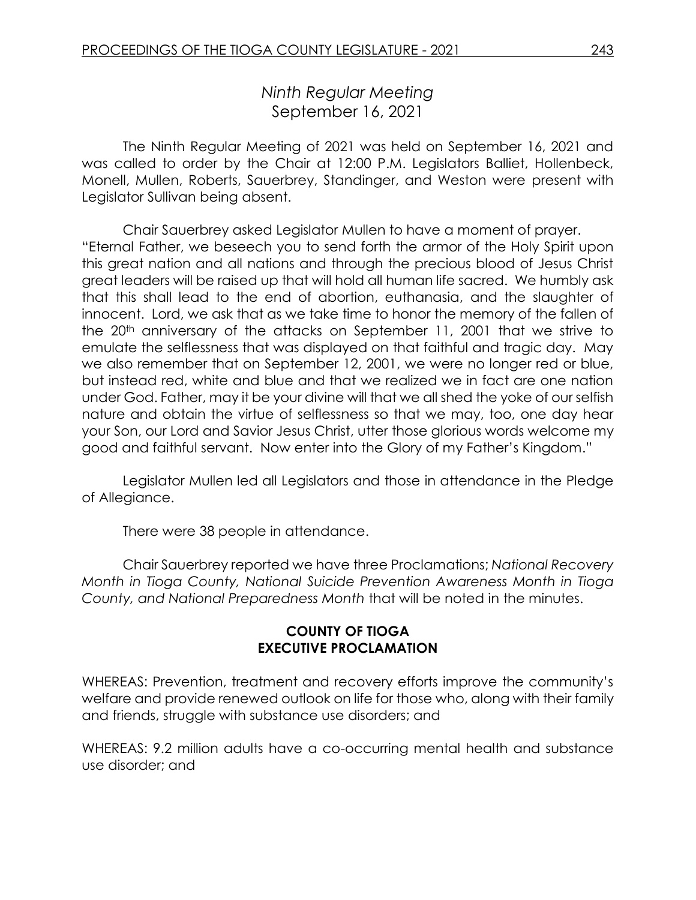## *Ninth Regular Meeting*
## September 16, 2021

The Ninth Regular Meeting of 2021 was held on September 16, 2021 and was called to order by the Chair at 12:00 P.M. Legislators Balliet, Hollenbeck, Monell, Mullen, Roberts, Sauerbrey, Standinger, and Weston were present with Legislator Sullivan being absent.

Chair Sauerbrey asked Legislator Mullen to have a moment of prayer. "Eternal Father, we beseech you to send forth the armor of the Holy Spirit upon this great nation and all nations and through the precious blood of Jesus Christ great leaders will be raised up that will hold all human life sacred. We humbly ask that this shall lead to the end of abortion, euthanasia, and the slaughter of innocent. Lord, we ask that as we take time to honor the memory of the fallen of the 20th anniversary of the attacks on September 11, 2001 that we strive to emulate the selflessness that was displayed on that faithful and tragic day. May we also remember that on September 12, 2001, we were no longer red or blue, but instead red, white and blue and that we realized we in fact are one nation under God. Father, may it be your divine will that we all shed the yoke of our selfish nature and obtain the virtue of selflessness so that we may, too, one day hear your Son, our Lord and Savior Jesus Christ, utter those glorious words welcome my good and faithful servant. Now enter into the Glory of my Father's Kingdom."

Legislator Mullen led all Legislators and those in attendance in the Pledge of Allegiance.

There were 38 people in attendance.

Chair Sauerbrey reported we have three Proclamations; *National Recovery Month in Tioga County, National Suicide Prevention Awareness Month in Tioga County, and National Preparedness Month* that will be noted in the minutes.

**COUNTY OF TIOGA**
**EXECUTIVE PROCLAMATION**

WHEREAS: Prevention, treatment and recovery efforts improve the community's welfare and provide renewed outlook on life for those who, along with their family and friends, struggle with substance use disorders; and

WHEREAS: 9.2 million adults have a co-occurring mental health and substance use disorder; and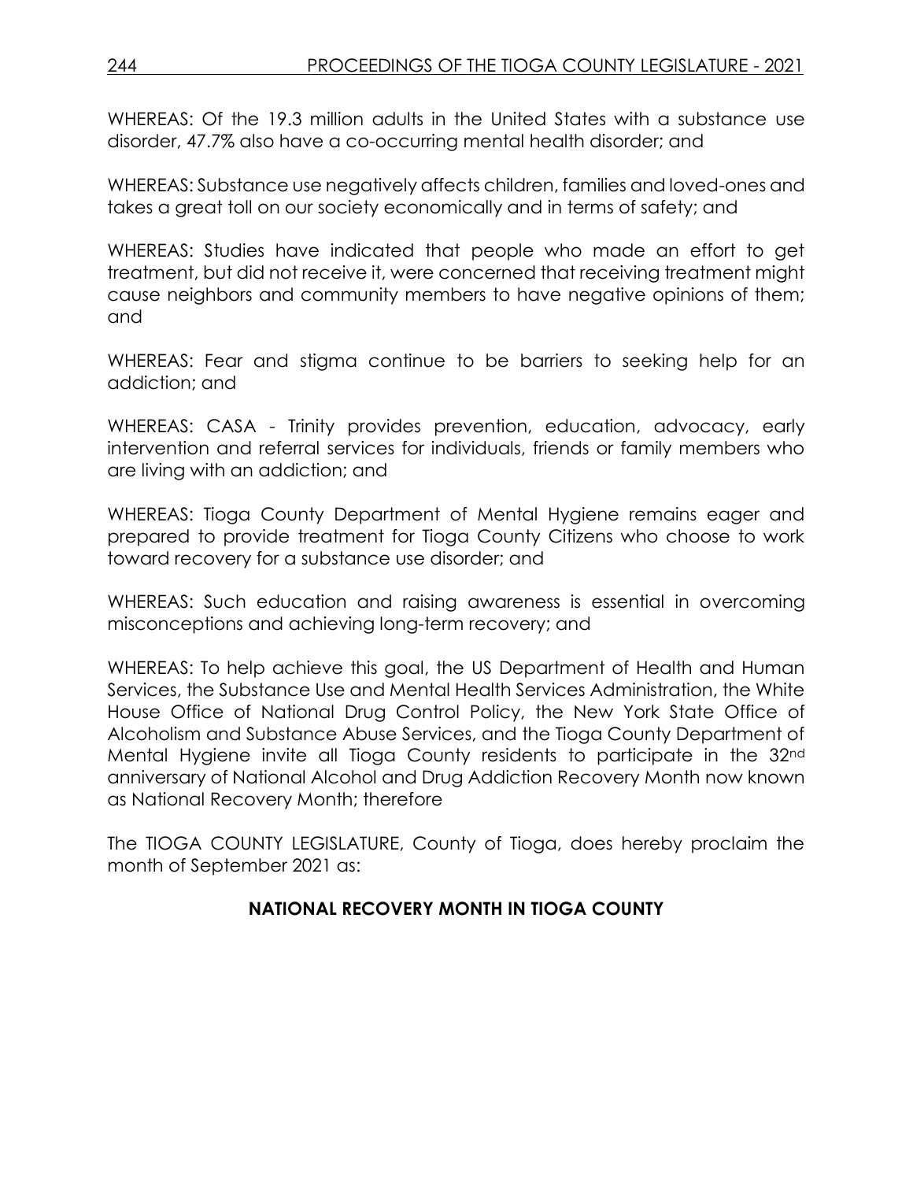WHEREAS: Of the 19.3 million adults in the United States with a substance use disorder, 47.7% also have a co-occurring mental health disorder; and

WHEREAS: Substance use negatively affects children, families and loved-ones and takes a great toll on our society economically and in terms of safety; and

WHEREAS: Studies have indicated that people who made an effort to get treatment, but did not receive it, were concerned that receiving treatment might cause neighbors and community members to have negative opinions of them; and

WHEREAS: Fear and stigma continue to be barriers to seeking help for an addiction; and

WHEREAS: CASA - Trinity provides prevention, education, advocacy, early intervention and referral services for individuals, friends or family members who are living with an addiction; and

WHEREAS: Tioga County Department of Mental Hygiene remains eager and prepared to provide treatment for Tioga County Citizens who choose to work toward recovery for a substance use disorder; and

WHEREAS: Such education and raising awareness is essential in overcoming misconceptions and achieving long-term recovery; and

WHEREAS: To help achieve this goal, the US Department of Health and Human Services, the Substance Use and Mental Health Services Administration, the White House Office of National Drug Control Policy, the New York State Office of Alcoholism and Substance Abuse Services, and the Tioga County Department of Mental Hygiene invite all Tioga County residents to participate in the 32nd anniversary of National Alcohol and Drug Addiction Recovery Month now known as National Recovery Month; therefore

The TIOGA COUNTY LEGISLATURE, County of Tioga, does hereby proclaim the month of September 2021 as:

**NATIONAL RECOVERY MONTH IN TIOGA COUNTY**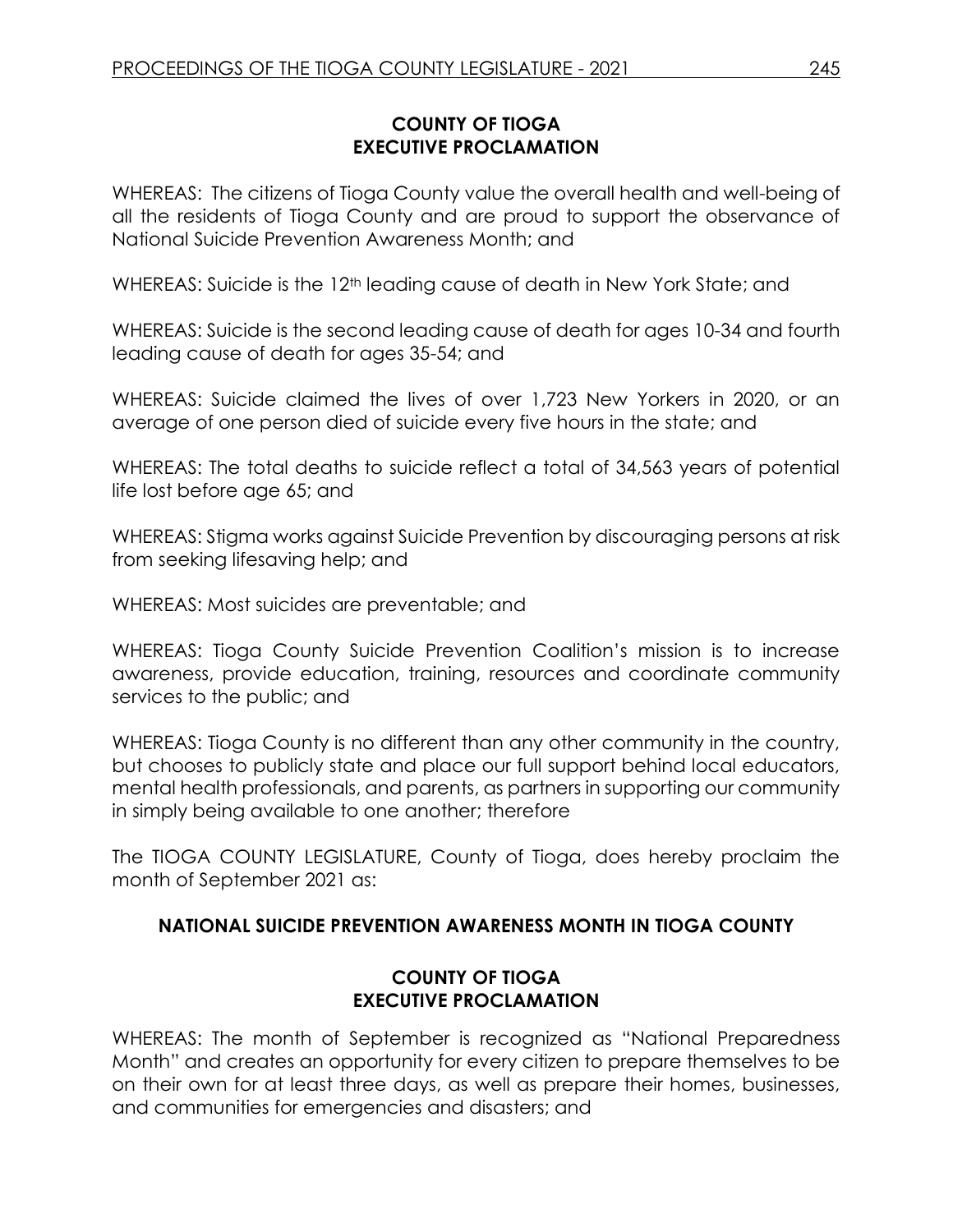**COUNTY OF TIOGA**
**EXECUTIVE PROCLAMATION**

WHEREAS: The citizens of Tioga County value the overall health and well-being of all the residents of Tioga County and are proud to support the observance of National Suicide Prevention Awareness Month; and

WHEREAS: Suicide is the 12th leading cause of death in New York State; and

WHEREAS: Suicide is the second leading cause of death for ages 10-34 and fourth leading cause of death for ages 35-54; and

WHEREAS: Suicide claimed the lives of over 1,723 New Yorkers in 2020, or an average of one person died of suicide every five hours in the state; and

WHEREAS: The total deaths to suicide reflect a total of 34,563 years of potential life lost before age 65; and

WHEREAS: Stigma works against Suicide Prevention by discouraging persons at risk from seeking lifesaving help; and

WHEREAS: Most suicides are preventable; and

WHEREAS: Tioga County Suicide Prevention Coalition's mission is to increase awareness, provide education, training, resources and coordinate community services to the public; and

WHEREAS: Tioga County is no different than any other community in the country, but chooses to publicly state and place our full support behind local educators, mental health professionals, and parents, as partners in supporting our community in simply being available to one another; therefore

The TIOGA COUNTY LEGISLATURE, County of Tioga, does hereby proclaim the month of September 2021 as:

**NATIONAL SUICIDE PREVENTION AWARENESS MONTH IN TIOGA COUNTY**

**COUNTY OF TIOGA**
**EXECUTIVE PROCLAMATION**

WHEREAS: The month of September is recognized as "National Preparedness Month" and creates an opportunity for every citizen to prepare themselves to be on their own for at least three days, as well as prepare their homes, businesses, and communities for emergencies and disasters; and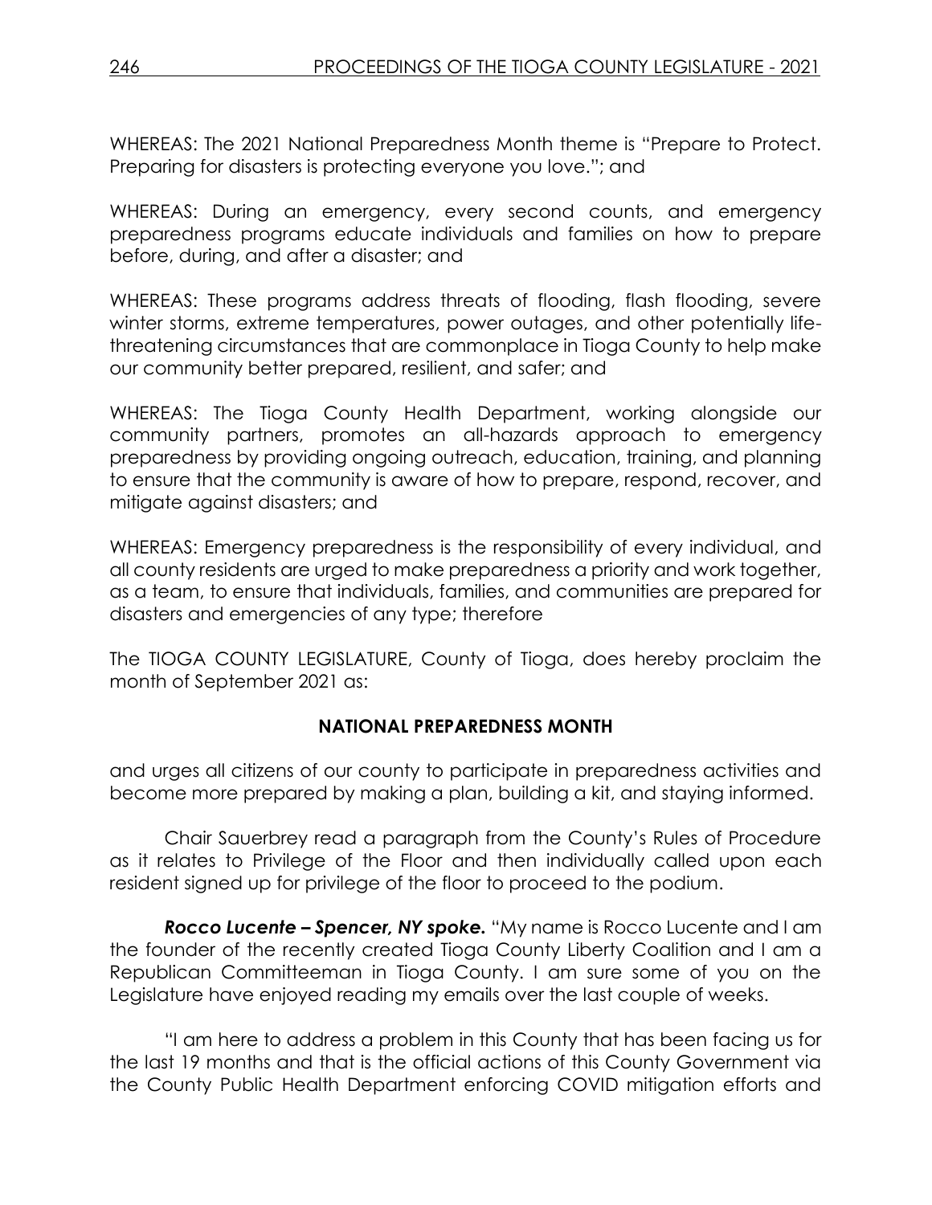WHEREAS: The 2021 National Preparedness Month theme is "Prepare to Protect. Preparing for disasters is protecting everyone you love."; and

WHEREAS: During an emergency, every second counts, and emergency preparedness programs educate individuals and families on how to prepare before, during, and after a disaster; and

WHEREAS: These programs address threats of flooding, flash flooding, severe winter storms, extreme temperatures, power outages, and other potentially life-threatening circumstances that are commonplace in Tioga County to help make our community better prepared, resilient, and safer; and

WHEREAS: The Tioga County Health Department, working alongside our community partners, promotes an all-hazards approach to emergency preparedness by providing ongoing outreach, education, training, and planning to ensure that the community is aware of how to prepare, respond, recover, and mitigate against disasters; and

WHEREAS: Emergency preparedness is the responsibility of every individual, and all county residents are urged to make preparedness a priority and work together, as a team, to ensure that individuals, families, and communities are prepared for disasters and emergencies of any type; therefore

The TIOGA COUNTY LEGISLATURE, County of Tioga, does hereby proclaim the month of September 2021 as:

**NATIONAL PREPAREDNESS MONTH**

and urges all citizens of our county to participate in preparedness activities and become more prepared by making a plan, building a kit, and staying informed.

Chair Sauerbrey read a paragraph from the County's Rules of Procedure as it relates to Privilege of the Floor and then individually called upon each resident signed up for privilege of the floor to proceed to the podium.

***Rocco Lucente – Spencer, NY spoke.*** "My name is Rocco Lucente and I am the founder of the recently created Tioga County Liberty Coalition and I am a Republican Committeeman in Tioga County. I am sure some of you on the Legislature have enjoyed reading my emails over the last couple of weeks.

"I am here to address a problem in this County that has been facing us for the last 19 months and that is the official actions of this County Government via the County Public Health Department enforcing COVID mitigation efforts and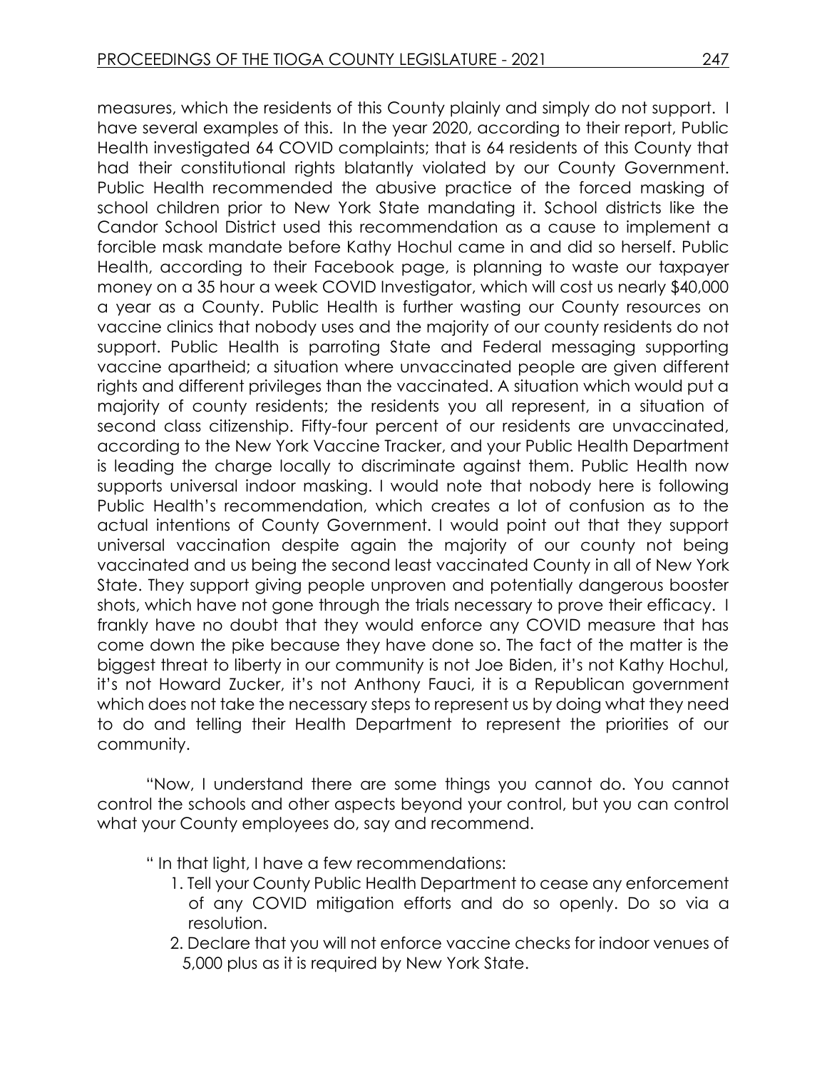measures, which the residents of this County plainly and simply do not support. I have several examples of this. In the year 2020, according to their report, Public Health investigated 64 COVID complaints; that is 64 residents of this County that had their constitutional rights blatantly violated by our County Government. Public Health recommended the abusive practice of the forced masking of school children prior to New York State mandating it. School districts like the Candor School District used this recommendation as a cause to implement a forcible mask mandate before Kathy Hochul came in and did so herself. Public Health, according to their Facebook page, is planning to waste our taxpayer money on a 35 hour a week COVID Investigator, which will cost us nearly $40,000 a year as a County. Public Health is further wasting our County resources on vaccine clinics that nobody uses and the majority of our county residents do not support. Public Health is parroting State and Federal messaging supporting vaccine apartheid; a situation where unvaccinated people are given different rights and different privileges than the vaccinated. A situation which would put a majority of county residents; the residents you all represent, in a situation of second class citizenship. Fifty-four percent of our residents are unvaccinated, according to the New York Vaccine Tracker, and your Public Health Department is leading the charge locally to discriminate against them. Public Health now supports universal indoor masking. I would note that nobody here is following Public Health's recommendation, which creates a lot of confusion as to the actual intentions of County Government. I would point out that they support universal vaccination despite again the majority of our county not being vaccinated and us being the second least vaccinated County in all of New York State. They support giving people unproven and potentially dangerous booster shots, which have not gone through the trials necessary to prove their efficacy. I frankly have no doubt that they would enforce any COVID measure that has come down the pike because they have done so. The fact of the matter is the biggest threat to liberty in our community is not Joe Biden, it's not Kathy Hochul, it's not Howard Zucker, it's not Anthony Fauci, it is a Republican government which does not take the necessary steps to represent us by doing what they need to do and telling their Health Department to represent the priorities of our community.

"Now, I understand there are some things you cannot do. You cannot control the schools and other aspects beyond your control, but you can control what your County employees do, say and recommend.

" In that light, I have a few recommendations:

1. Tell your County Public Health Department to cease any enforcement of any COVID mitigation efforts and do so openly. Do so via a resolution.
2. Declare that you will not enforce vaccine checks for indoor venues of 5,000 plus as it is required by New York State.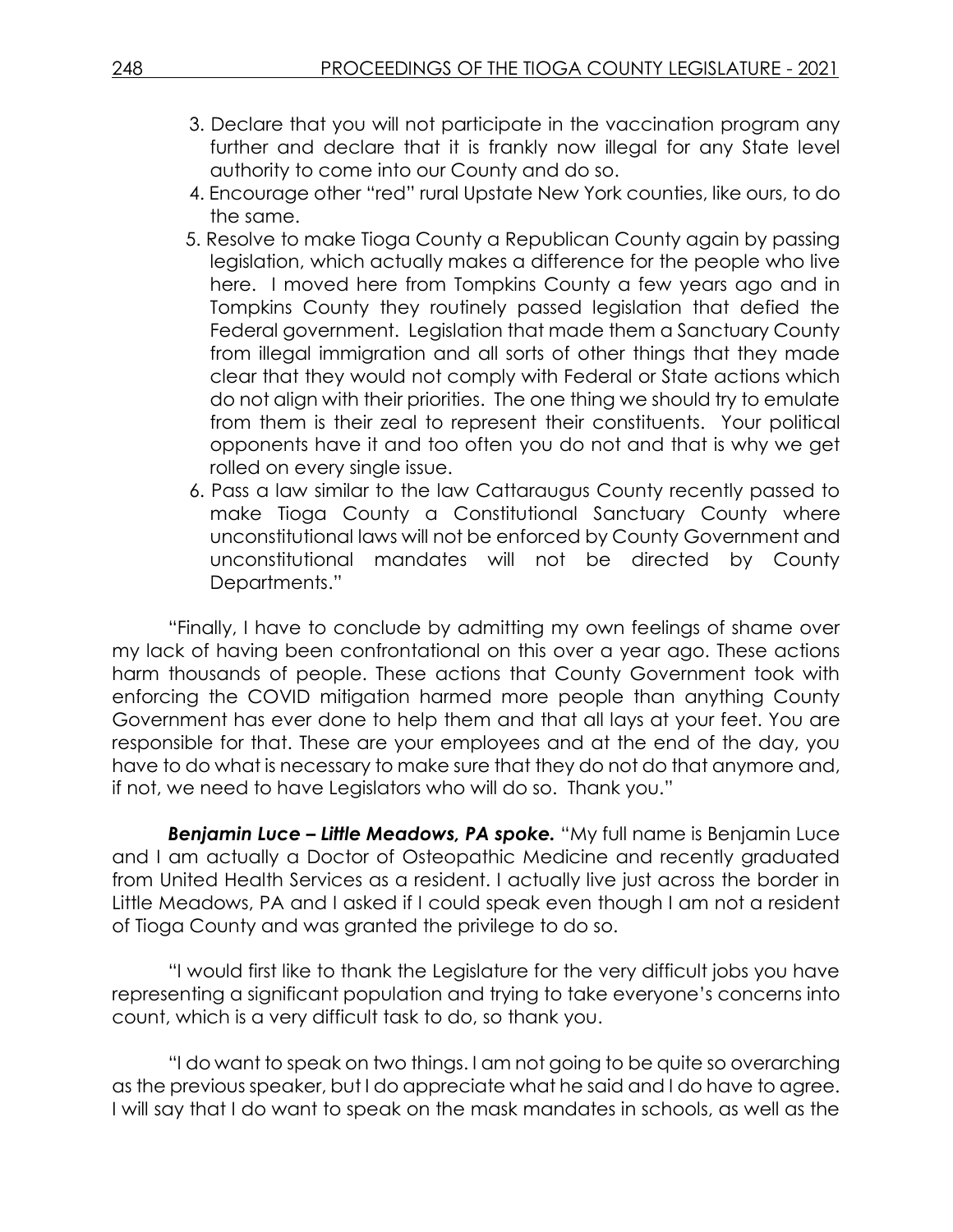3. Declare that you will not participate in the vaccination program any further and declare that it is frankly now illegal for any State level authority to come into our County and do so.
4. Encourage other "red" rural Upstate New York counties, like ours, to do the same.
5. Resolve to make Tioga County a Republican County again by passing legislation, which actually makes a difference for the people who live here. I moved here from Tompkins County a few years ago and in Tompkins County they routinely passed legislation that defied the Federal government. Legislation that made them a Sanctuary County from illegal immigration and all sorts of other things that they made clear that they would not comply with Federal or State actions which do not align with their priorities. The one thing we should try to emulate from them is their zeal to represent their constituents. Your political opponents have it and too often you do not and that is why we get rolled on every single issue.
6. Pass a law similar to the law Cattaraugus County recently passed to make Tioga County a Constitutional Sanctuary County where unconstitutional laws will not be enforced by County Government and unconstitutional mandates will not be directed by County Departments."

"Finally, I have to conclude by admitting my own feelings of shame over my lack of having been confrontational on this over a year ago. These actions harm thousands of people. These actions that County Government took with enforcing the COVID mitigation harmed more people than anything County Government has ever done to help them and that all lays at your feet. You are responsible for that. These are your employees and at the end of the day, you have to do what is necessary to make sure that they do not do that anymore and, if not, we need to have Legislators who will do so. Thank you."

***Benjamin Luce – Little Meadows, PA spoke.*** "My full name is Benjamin Luce and I am actually a Doctor of Osteopathic Medicine and recently graduated from United Health Services as a resident. I actually live just across the border in Little Meadows, PA and I asked if I could speak even though I am not a resident of Tioga County and was granted the privilege to do so.

"I would first like to thank the Legislature for the very difficult jobs you have representing a significant population and trying to take everyone's concerns into count, which is a very difficult task to do, so thank you.

"I do want to speak on two things. I am not going to be quite so overarching as the previous speaker, but I do appreciate what he said and I do have to agree. I will say that I do want to speak on the mask mandates in schools, as well as the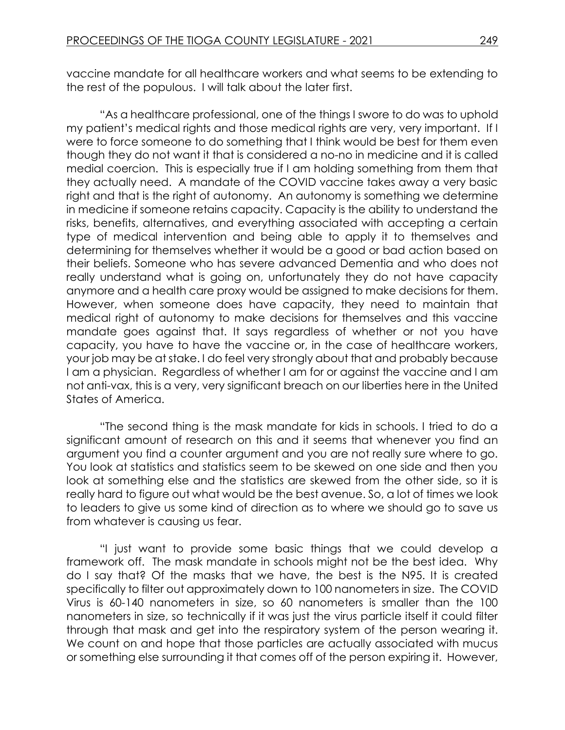vaccine mandate for all healthcare workers and what seems to be extending to the rest of the populous. I will talk about the later first.

"As a healthcare professional, one of the things I swore to do was to uphold my patient's medical rights and those medical rights are very, very important. If I were to force someone to do something that I think would be best for them even though they do not want it that is considered a no-no in medicine and it is called medial coercion. This is especially true if I am holding something from them that they actually need. A mandate of the COVID vaccine takes away a very basic right and that is the right of autonomy. An autonomy is something we determine in medicine if someone retains capacity. Capacity is the ability to understand the risks, benefits, alternatives, and everything associated with accepting a certain type of medical intervention and being able to apply it to themselves and determining for themselves whether it would be a good or bad action based on their beliefs. Someone who has severe advanced Dementia and who does not really understand what is going on, unfortunately they do not have capacity anymore and a health care proxy would be assigned to make decisions for them. However, when someone does have capacity, they need to maintain that medical right of autonomy to make decisions for themselves and this vaccine mandate goes against that. It says regardless of whether or not you have capacity, you have to have the vaccine or, in the case of healthcare workers, your job may be at stake. I do feel very strongly about that and probably because I am a physician. Regardless of whether I am for or against the vaccine and I am not anti-vax, this is a very, very significant breach on our liberties here in the United States of America.

"The second thing is the mask mandate for kids in schools. I tried to do a significant amount of research on this and it seems that whenever you find an argument you find a counter argument and you are not really sure where to go. You look at statistics and statistics seem to be skewed on one side and then you look at something else and the statistics are skewed from the other side, so it is really hard to figure out what would be the best avenue. So, a lot of times we look to leaders to give us some kind of direction as to where we should go to save us from whatever is causing us fear.

"I just want to provide some basic things that we could develop a framework off. The mask mandate in schools might not be the best idea. Why do I say that? Of the masks that we have, the best is the N95. It is created specifically to filter out approximately down to 100 nanometers in size. The COVID Virus is 60-140 nanometers in size, so 60 nanometers is smaller than the 100 nanometers in size, so technically if it was just the virus particle itself it could filter through that mask and get into the respiratory system of the person wearing it. We count on and hope that those particles are actually associated with mucus or something else surrounding it that comes off of the person expiring it. However,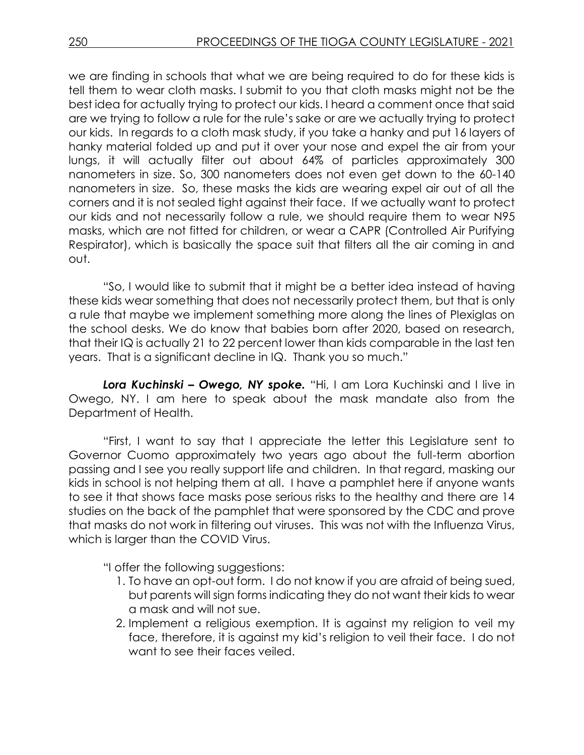we are finding in schools that what we are being required to do for these kids is tell them to wear cloth masks. I submit to you that cloth masks might not be the best idea for actually trying to protect our kids. I heard a comment once that said are we trying to follow a rule for the rule's sake or are we actually trying to protect our kids. In regards to a cloth mask study, if you take a hanky and put 16 layers of hanky material folded up and put it over your nose and expel the air from your lungs, it will actually filter out about 64% of particles approximately 300 nanometers in size. So, 300 nanometers does not even get down to the 60-140 nanometers in size. So, these masks the kids are wearing expel air out of all the corners and it is not sealed tight against their face. If we actually want to protect our kids and not necessarily follow a rule, we should require them to wear N95 masks, which are not fitted for children, or wear a CAPR (Controlled Air Purifying Respirator), which is basically the space suit that filters all the air coming in and out.

"So, I would like to submit that it might be a better idea instead of having these kids wear something that does not necessarily protect them, but that is only a rule that maybe we implement something more along the lines of Plexiglas on the school desks. We do know that babies born after 2020, based on research, that their IQ is actually 21 to 22 percent lower than kids comparable in the last ten years. That is a significant decline in IQ. Thank you so much."

***Lora Kuchinski – Owego, NY spoke.*** "Hi, I am Lora Kuchinski and I live in Owego, NY. I am here to speak about the mask mandate also from the Department of Health.

"First, I want to say that I appreciate the letter this Legislature sent to Governor Cuomo approximately two years ago about the full-term abortion passing and I see you really support life and children. In that regard, masking our kids in school is not helping them at all. I have a pamphlet here if anyone wants to see it that shows face masks pose serious risks to the healthy and there are 14 studies on the back of the pamphlet that were sponsored by the CDC and prove that masks do not work in filtering out viruses. This was not with the Influenza Virus, which is larger than the COVID Virus.

"I offer the following suggestions:

1. To have an opt-out form. I do not know if you are afraid of being sued, but parents will sign forms indicating they do not want their kids to wear a mask and will not sue.
2. Implement a religious exemption. It is against my religion to veil my face, therefore, it is against my kid's religion to veil their face. I do not want to see their faces veiled.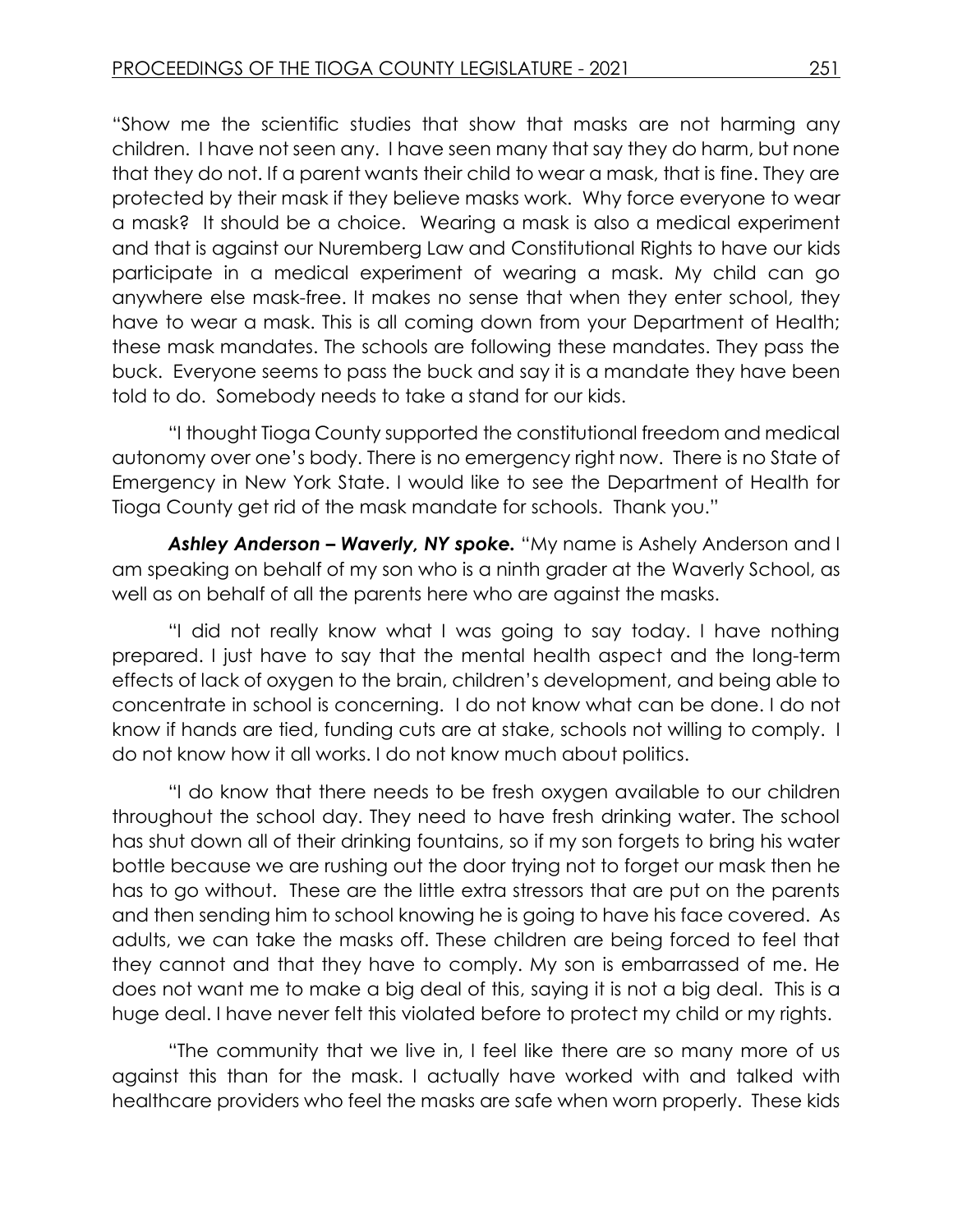"Show me the scientific studies that show that masks are not harming any children. I have not seen any. I have seen many that say they do harm, but none that they do not. If a parent wants their child to wear a mask, that is fine. They are protected by their mask if they believe masks work. Why force everyone to wear a mask? It should be a choice. Wearing a mask is also a medical experiment and that is against our Nuremberg Law and Constitutional Rights to have our kids participate in a medical experiment of wearing a mask. My child can go anywhere else mask-free. It makes no sense that when they enter school, they have to wear a mask. This is all coming down from your Department of Health; these mask mandates. The schools are following these mandates. They pass the buck. Everyone seems to pass the buck and say it is a mandate they have been told to do. Somebody needs to take a stand for our kids.

"I thought Tioga County supported the constitutional freedom and medical autonomy over one's body. There is no emergency right now. There is no State of Emergency in New York State. I would like to see the Department of Health for Tioga County get rid of the mask mandate for schools. Thank you."

***Ashley Anderson – Waverly, NY spoke.*** "My name is Ashely Anderson and I am speaking on behalf of my son who is a ninth grader at the Waverly School, as well as on behalf of all the parents here who are against the masks.

"I did not really know what I was going to say today. I have nothing prepared. I just have to say that the mental health aspect and the long-term effects of lack of oxygen to the brain, children's development, and being able to concentrate in school is concerning. I do not know what can be done. I do not know if hands are tied, funding cuts are at stake, schools not willing to comply. I do not know how it all works. I do not know much about politics.

"I do know that there needs to be fresh oxygen available to our children throughout the school day. They need to have fresh drinking water. The school has shut down all of their drinking fountains, so if my son forgets to bring his water bottle because we are rushing out the door trying not to forget our mask then he has to go without. These are the little extra stressors that are put on the parents and then sending him to school knowing he is going to have his face covered. As adults, we can take the masks off. These children are being forced to feel that they cannot and that they have to comply. My son is embarrassed of me. He does not want me to make a big deal of this, saying it is not a big deal. This is a huge deal. I have never felt this violated before to protect my child or my rights.

"The community that we live in, I feel like there are so many more of us against this than for the mask. I actually have worked with and talked with healthcare providers who feel the masks are safe when worn properly. These kids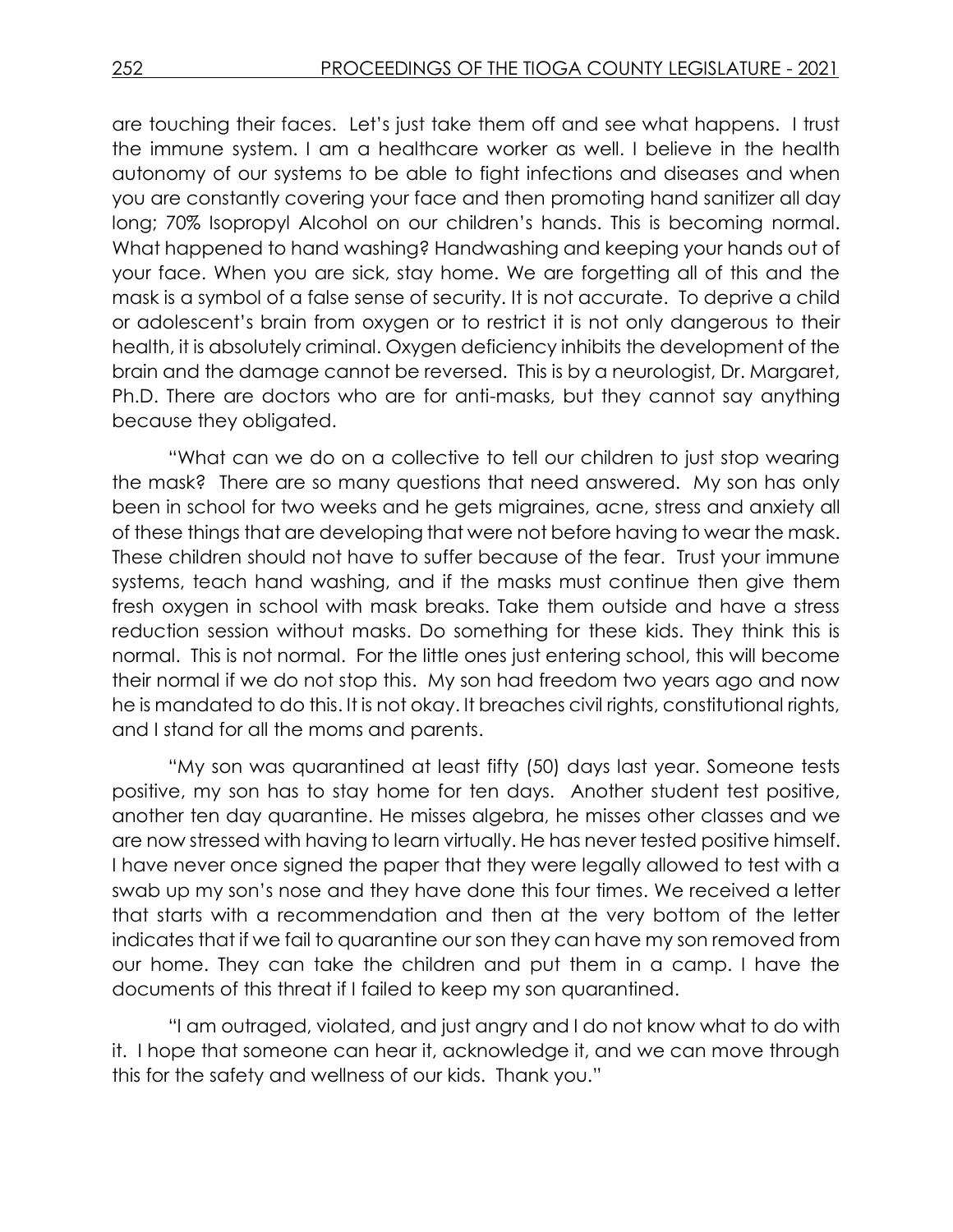are touching their faces. Let's just take them off and see what happens. I trust the immune system. I am a healthcare worker as well. I believe in the health autonomy of our systems to be able to fight infections and diseases and when you are constantly covering your face and then promoting hand sanitizer all day long; 70% Isopropyl Alcohol on our children's hands. This is becoming normal. What happened to hand washing? Handwashing and keeping your hands out of your face. When you are sick, stay home. We are forgetting all of this and the mask is a symbol of a false sense of security. It is not accurate. To deprive a child or adolescent's brain from oxygen or to restrict it is not only dangerous to their health, it is absolutely criminal. Oxygen deficiency inhibits the development of the brain and the damage cannot be reversed. This is by a neurologist, Dr. Margaret, Ph.D. There are doctors who are for anti-masks, but they cannot say anything because they obligated.

"What can we do on a collective to tell our children to just stop wearing the mask? There are so many questions that need answered. My son has only been in school for two weeks and he gets migraines, acne, stress and anxiety all of these things that are developing that were not before having to wear the mask. These children should not have to suffer because of the fear. Trust your immune systems, teach hand washing, and if the masks must continue then give them fresh oxygen in school with mask breaks. Take them outside and have a stress reduction session without masks. Do something for these kids. They think this is normal. This is not normal. For the little ones just entering school, this will become their normal if we do not stop this. My son had freedom two years ago and now he is mandated to do this. It is not okay. It breaches civil rights, constitutional rights, and I stand for all the moms and parents.

"My son was quarantined at least fifty (50) days last year. Someone tests positive, my son has to stay home for ten days. Another student test positive, another ten day quarantine. He misses algebra, he misses other classes and we are now stressed with having to learn virtually. He has never tested positive himself. I have never once signed the paper that they were legally allowed to test with a swab up my son's nose and they have done this four times. We received a letter that starts with a recommendation and then at the very bottom of the letter indicates that if we fail to quarantine our son they can have my son removed from our home. They can take the children and put them in a camp. I have the documents of this threat if I failed to keep my son quarantined.

"I am outraged, violated, and just angry and I do not know what to do with it. I hope that someone can hear it, acknowledge it, and we can move through this for the safety and wellness of our kids. Thank you."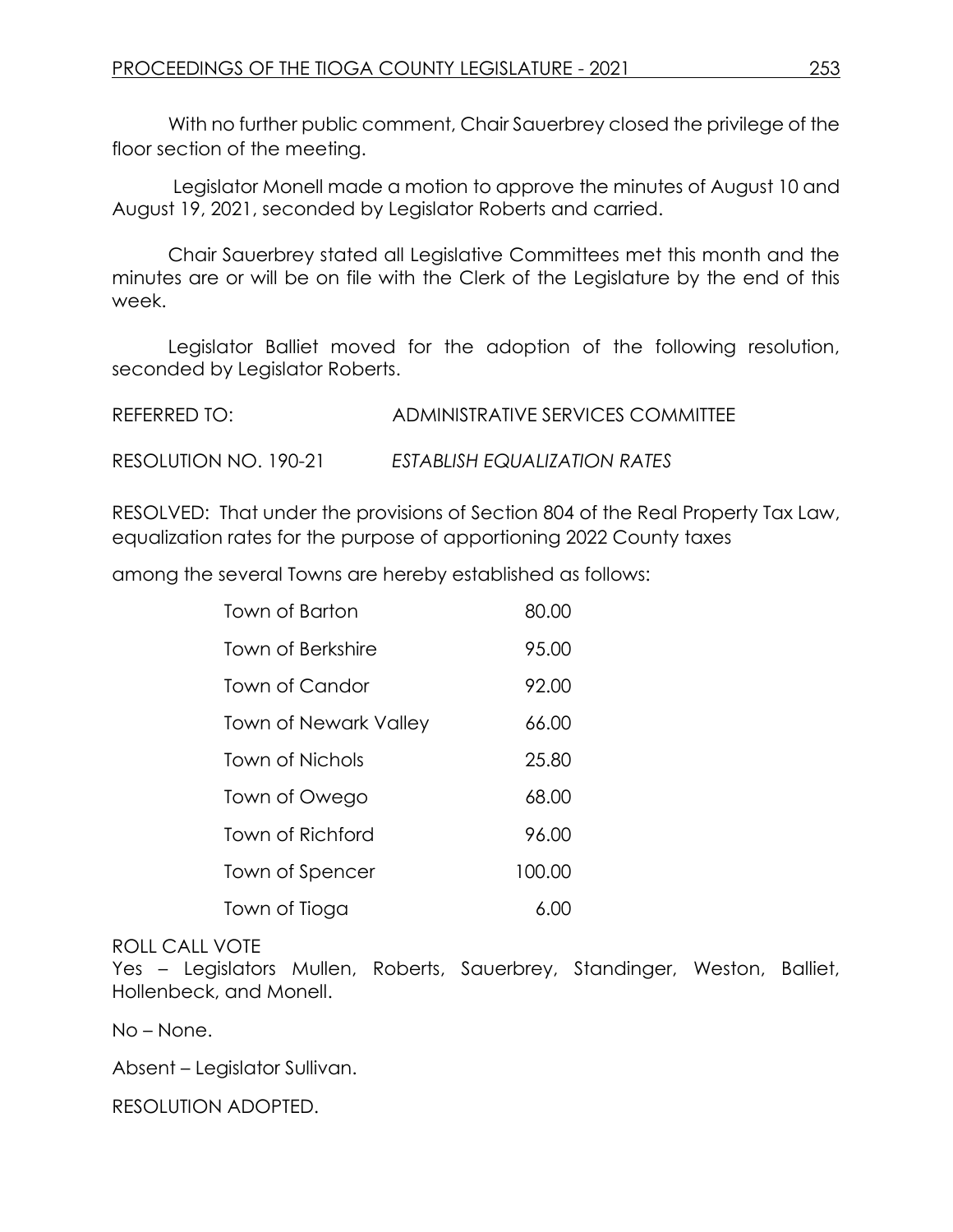With no further public comment, Chair Sauerbrey closed the privilege of the floor section of the meeting.

Legislator Monell made a motion to approve the minutes of August 10 and August 19, 2021, seconded by Legislator Roberts and carried.

Chair Sauerbrey stated all Legislative Committees met this month and the minutes are or will be on file with the Clerk of the Legislature by the end of this week.

Legislator Balliet moved for the adoption of the following resolution, seconded by Legislator Roberts.

REFERRED TO: ADMINISTRATIVE SERVICES COMMITTEE

RESOLUTION NO. 190-21 *ESTABLISH EQUALIZATION RATES*

RESOLVED: That under the provisions of Section 804 of the Real Property Tax Law, equalization rates for the purpose of apportioning 2022 County taxes among the several Towns are hereby established as follows:

| Town | Rate |
|---|---|
| Town of Barton | 80.00 |
| Town of Berkshire | 95.00 |
| Town of Candor | 92.00 |
| Town of Newark Valley | 66.00 |
| Town of Nichols | 25.80 |
| Town of Owego | 68.00 |
| Town of Richford | 96.00 |
| Town of Spencer | 100.00 |
| Town of Tioga | 6.00 |

ROLL CALL VOTE
Yes – Legislators Mullen, Roberts, Sauerbrey, Standinger, Weston, Balliet, Hollenbeck, and Monell.

No – None.

Absent – Legislator Sullivan.

RESOLUTION ADOPTED.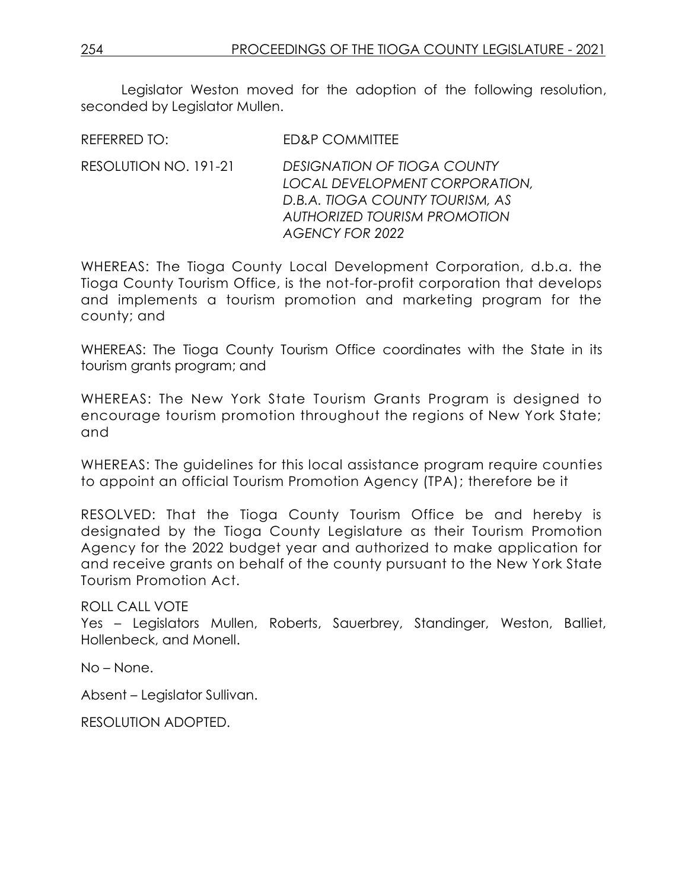Legislator Weston moved for the adoption of the following resolution, seconded by Legislator Mullen.

REFERRED TO: ED&P COMMITTEE

RESOLUTION NO. 191-21 *DESIGNATION OF TIOGA COUNTY LOCAL DEVELOPMENT CORPORATION, D.B.A. TIOGA COUNTY TOURISM, AS AUTHORIZED TOURISM PROMOTION AGENCY FOR 2022*

WHEREAS: The Tioga County Local Development Corporation, d.b.a. the Tioga County Tourism Office, is the not-for-profit corporation that develops and implements a tourism promotion and marketing program for the county; and

WHEREAS: The Tioga County Tourism Office coordinates with the State in its tourism grants program; and

WHEREAS: The New York State Tourism Grants Program is designed to encourage tourism promotion throughout the regions of New York State; and

WHEREAS: The guidelines for this local assistance program require counties to appoint an official Tourism Promotion Agency (TPA); therefore be it

RESOLVED: That the Tioga County Tourism Office be and hereby is designated by the Tioga County Legislature as their Tourism Promotion Agency for the 2022 budget year and authorized to make application for and receive grants on behalf of the county pursuant to the New York State Tourism Promotion Act.

ROLL CALL VOTE
Yes – Legislators Mullen, Roberts, Sauerbrey, Standinger, Weston, Balliet, Hollenbeck, and Monell.

No – None.

Absent – Legislator Sullivan.

RESOLUTION ADOPTED.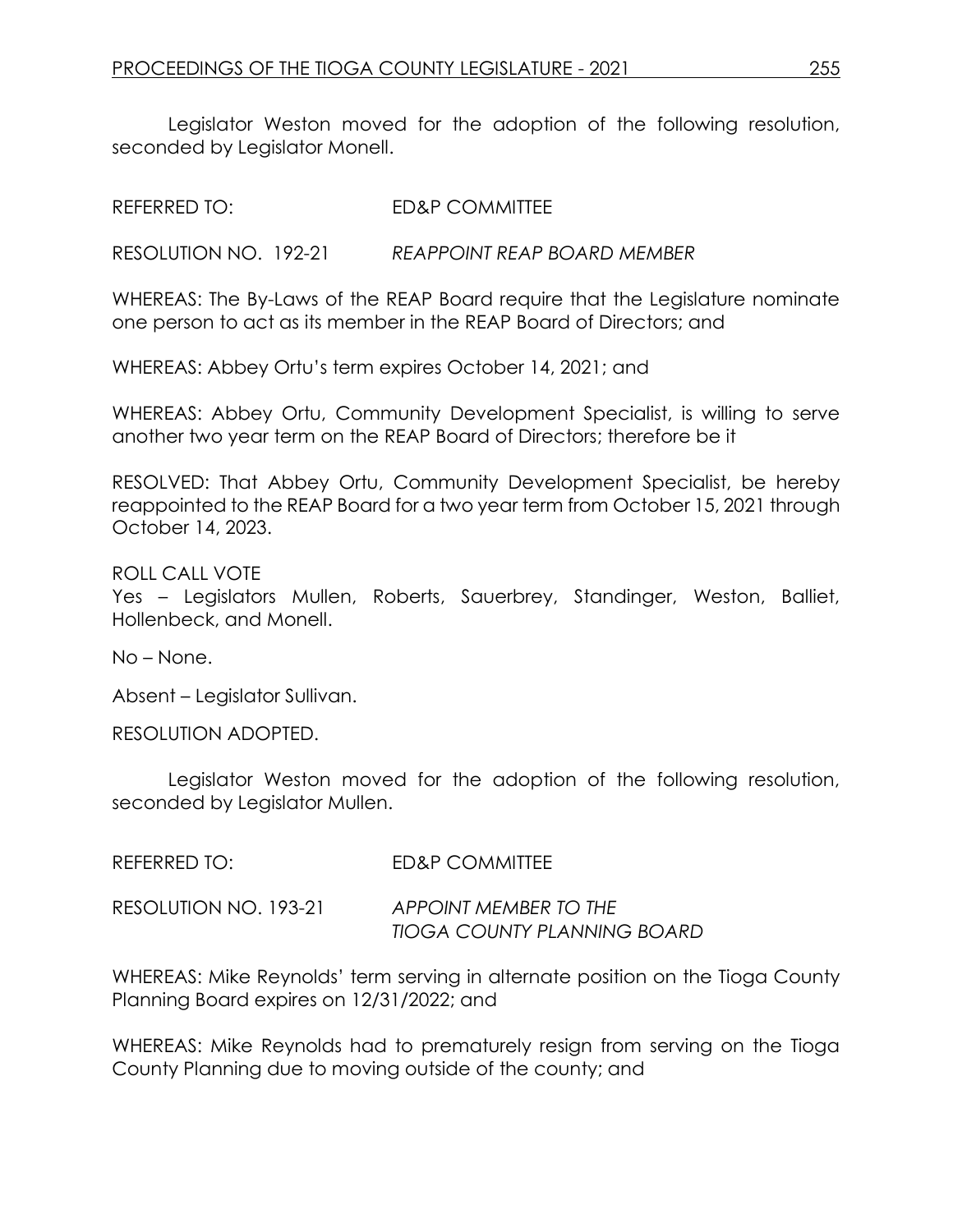Legislator Weston moved for the adoption of the following resolution, seconded by Legislator Monell.

REFERRED TO: ED&P COMMITTEE

RESOLUTION NO. 192-21 *REAPPOINT REAP BOARD MEMBER*

WHEREAS: The By-Laws of the REAP Board require that the Legislature nominate one person to act as its member in the REAP Board of Directors; and

WHEREAS: Abbey Ortu's term expires October 14, 2021; and

WHEREAS: Abbey Ortu, Community Development Specialist, is willing to serve another two year term on the REAP Board of Directors; therefore be it

RESOLVED: That Abbey Ortu, Community Development Specialist, be hereby reappointed to the REAP Board for a two year term from October 15, 2021 through October 14, 2023.

ROLL CALL VOTE
Yes – Legislators Mullen, Roberts, Sauerbrey, Standinger, Weston, Balliet, Hollenbeck, and Monell.

No – None.

Absent – Legislator Sullivan.

RESOLUTION ADOPTED.

Legislator Weston moved for the adoption of the following resolution, seconded by Legislator Mullen.

REFERRED TO: ED&P COMMITTEE

RESOLUTION NO. 193-21 *APPOINT MEMBER TO THE TIOGA COUNTY PLANNING BOARD*

WHEREAS: Mike Reynolds' term serving in alternate position on the Tioga County Planning Board expires on 12/31/2022; and

WHEREAS: Mike Reynolds had to prematurely resign from serving on the Tioga County Planning due to moving outside of the county; and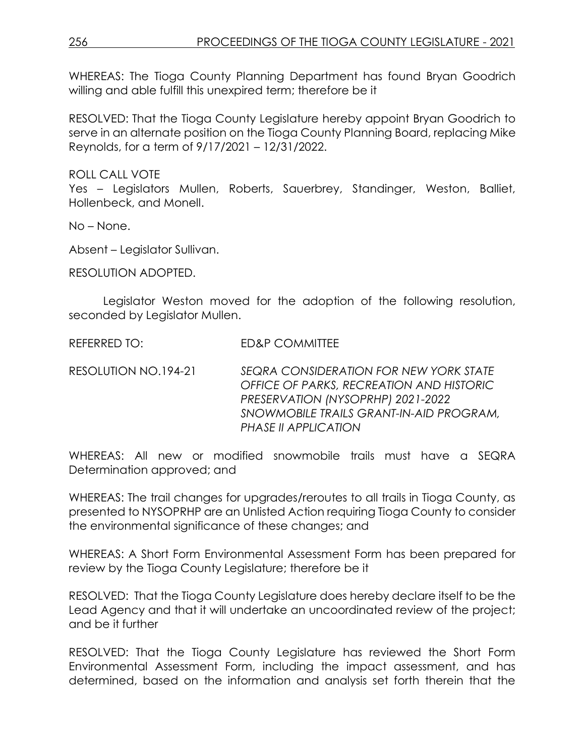WHEREAS: The Tioga County Planning Department has found Bryan Goodrich willing and able fulfill this unexpired term; therefore be it

RESOLVED: That the Tioga County Legislature hereby appoint Bryan Goodrich to serve in an alternate position on the Tioga County Planning Board, replacing Mike Reynolds, for a term of 9/17/2021 – 12/31/2022.

ROLL CALL VOTE
Yes – Legislators Mullen, Roberts, Sauerbrey, Standinger, Weston, Balliet, Hollenbeck, and Monell.

No – None.

Absent – Legislator Sullivan.

RESOLUTION ADOPTED.

Legislator Weston moved for the adoption of the following resolution, seconded by Legislator Mullen.

REFERRED TO: ED&P COMMITTEE

RESOLUTION NO.194-21 *SEQRA CONSIDERATION FOR NEW YORK STATE OFFICE OF PARKS, RECREATION AND HISTORIC PRESERVATION (NYSOPRHP) 2021-2022 SNOWMOBILE TRAILS GRANT-IN-AID PROGRAM, PHASE II APPLICATION*

WHEREAS: All new or modified snowmobile trails must have a SEQRA Determination approved; and

WHEREAS: The trail changes for upgrades/reroutes to all trails in Tioga County, as presented to NYSOPRHP are an Unlisted Action requiring Tioga County to consider the environmental significance of these changes; and

WHEREAS: A Short Form Environmental Assessment Form has been prepared for review by the Tioga County Legislature; therefore be it

RESOLVED: That the Tioga County Legislature does hereby declare itself to be the Lead Agency and that it will undertake an uncoordinated review of the project; and be it further

RESOLVED: That the Tioga County Legislature has reviewed the Short Form Environmental Assessment Form, including the impact assessment, and has determined, based on the information and analysis set forth therein that the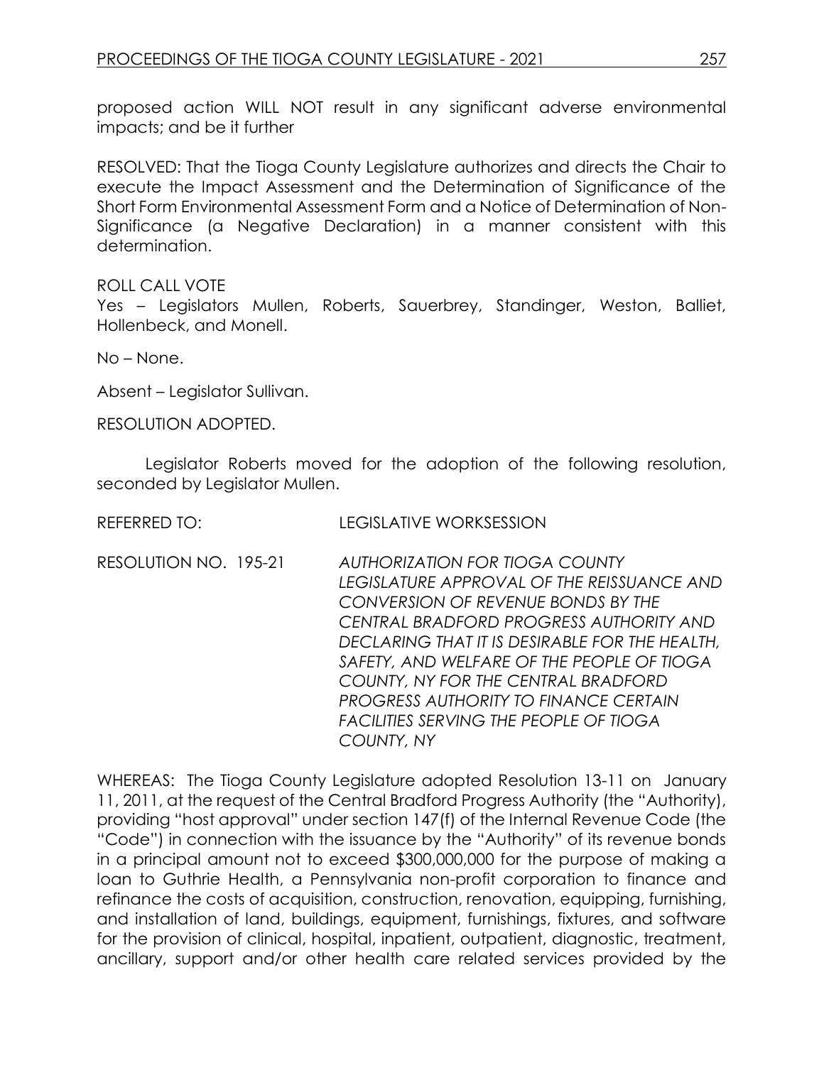proposed action WILL NOT result in any significant adverse environmental impacts; and be it further

RESOLVED: That the Tioga County Legislature authorizes and directs the Chair to execute the Impact Assessment and the Determination of Significance of the Short Form Environmental Assessment Form and a Notice of Determination of Non-Significance (a Negative Declaration) in a manner consistent with this determination.

ROLL CALL VOTE
Yes – Legislators Mullen, Roberts, Sauerbrey, Standinger, Weston, Balliet, Hollenbeck, and Monell.

No – None.

Absent – Legislator Sullivan.

RESOLUTION ADOPTED.

Legislator Roberts moved for the adoption of the following resolution, seconded by Legislator Mullen.

REFERRED TO: LEGISLATIVE WORKSESSION

RESOLUTION NO. 195-21 *AUTHORIZATION FOR TIOGA COUNTY LEGISLATURE APPROVAL OF THE REISSUANCE AND CONVERSION OF REVENUE BONDS BY THE CENTRAL BRADFORD PROGRESS AUTHORITY AND DECLARING THAT IT IS DESIRABLE FOR THE HEALTH, SAFETY, AND WELFARE OF THE PEOPLE OF TIOGA COUNTY, NY FOR THE CENTRAL BRADFORD PROGRESS AUTHORITY TO FINANCE CERTAIN FACILITIES SERVING THE PEOPLE OF TIOGA COUNTY, NY*

WHEREAS: The Tioga County Legislature adopted Resolution 13-11 on January 11, 2011, at the request of the Central Bradford Progress Authority (the "Authority), providing "host approval" under section 147(f) of the Internal Revenue Code (the "Code") in connection with the issuance by the "Authority" of its revenue bonds in a principal amount not to exceed $300,000,000 for the purpose of making a loan to Guthrie Health, a Pennsylvania non-profit corporation to finance and refinance the costs of acquisition, construction, renovation, equipping, furnishing, and installation of land, buildings, equipment, furnishings, fixtures, and software for the provision of clinical, hospital, inpatient, outpatient, diagnostic, treatment, ancillary, support and/or other health care related services provided by the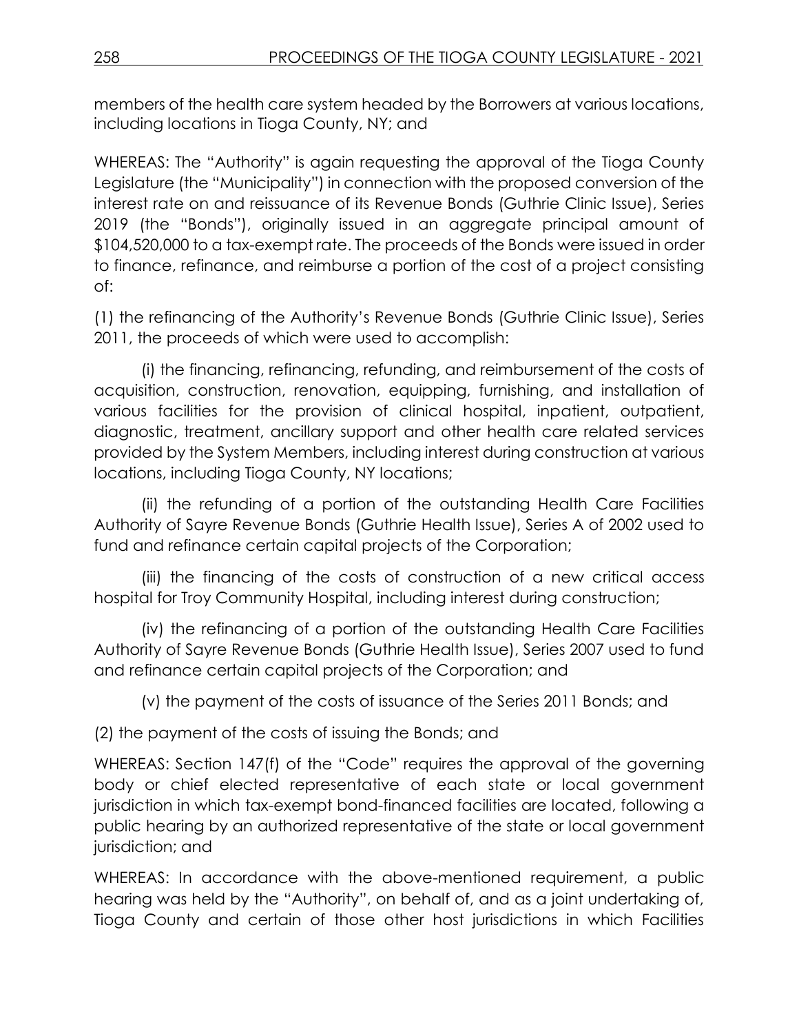members of the health care system headed by the Borrowers at various locations, including locations in Tioga County, NY; and

WHEREAS: The "Authority" is again requesting the approval of the Tioga County Legislature (the "Municipality") in connection with the proposed conversion of the interest rate on and reissuance of its Revenue Bonds (Guthrie Clinic Issue), Series 2019 (the "Bonds"), originally issued in an aggregate principal amount of $104,520,000 to a tax-exempt rate. The proceeds of the Bonds were issued in order to finance, refinance, and reimburse a portion of the cost of a project consisting of:

(1) the refinancing of the Authority's Revenue Bonds (Guthrie Clinic Issue), Series 2011, the proceeds of which were used to accomplish:

(i) the financing, refinancing, refunding, and reimbursement of the costs of acquisition, construction, renovation, equipping, furnishing, and installation of various facilities for the provision of clinical hospital, inpatient, outpatient, diagnostic, treatment, ancillary support and other health care related services provided by the System Members, including interest during construction at various locations, including Tioga County, NY locations;

(ii) the refunding of a portion of the outstanding Health Care Facilities Authority of Sayre Revenue Bonds (Guthrie Health Issue), Series A of 2002 used to fund and refinance certain capital projects of the Corporation;

(iii) the financing of the costs of construction of a new critical access hospital for Troy Community Hospital, including interest during construction;

(iv) the refinancing of a portion of the outstanding Health Care Facilities Authority of Sayre Revenue Bonds (Guthrie Health Issue), Series 2007 used to fund and refinance certain capital projects of the Corporation; and

(v) the payment of the costs of issuance of the Series 2011 Bonds; and

(2) the payment of the costs of issuing the Bonds; and

WHEREAS: Section 147(f) of the "Code" requires the approval of the governing body or chief elected representative of each state or local government jurisdiction in which tax-exempt bond-financed facilities are located, following a public hearing by an authorized representative of the state or local government jurisdiction; and

WHEREAS: In accordance with the above-mentioned requirement, a public hearing was held by the "Authority", on behalf of, and as a joint undertaking of, Tioga County and certain of those other host jurisdictions in which Facilities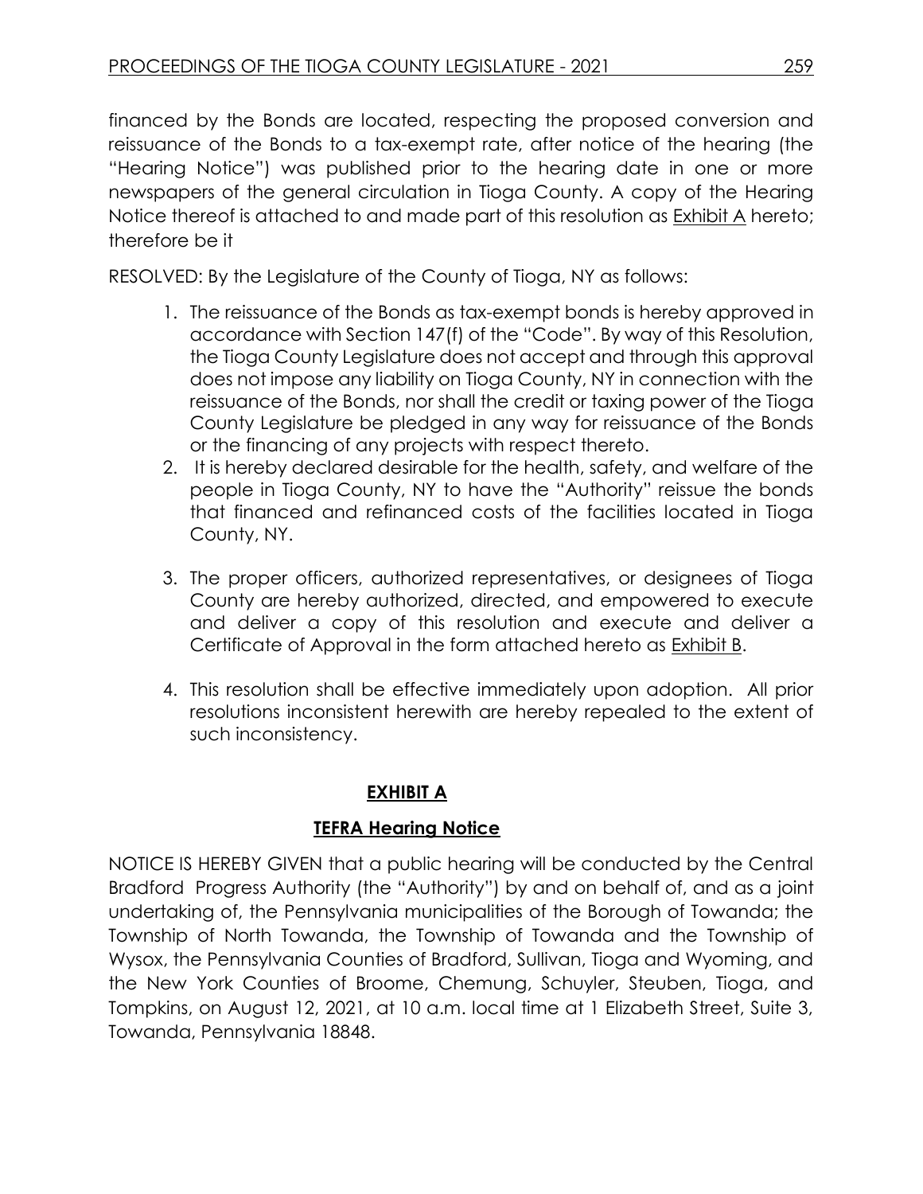financed by the Bonds are located, respecting the proposed conversion and reissuance of the Bonds to a tax-exempt rate, after notice of the hearing (the "Hearing Notice") was published prior to the hearing date in one or more newspapers of the general circulation in Tioga County. A copy of the Hearing Notice thereof is attached to and made part of this resolution as Exhibit A hereto; therefore be it

RESOLVED: By the Legislature of the County of Tioga, NY as follows:

1. The reissuance of the Bonds as tax-exempt bonds is hereby approved in accordance with Section 147(f) of the "Code". By way of this Resolution, the Tioga County Legislature does not accept and through this approval does not impose any liability on Tioga County, NY in connection with the reissuance of the Bonds, nor shall the credit or taxing power of the Tioga County Legislature be pledged in any way for reissuance of the Bonds or the financing of any projects with respect thereto.
2. It is hereby declared desirable for the health, safety, and welfare of the people in Tioga County, NY to have the "Authority" reissue the bonds that financed and refinanced costs of the facilities located in Tioga County, NY.
3. The proper officers, authorized representatives, or designees of Tioga County are hereby authorized, directed, and empowered to execute and deliver a copy of this resolution and execute and deliver a Certificate of Approval in the form attached hereto as Exhibit B.
4. This resolution shall be effective immediately upon adoption. All prior resolutions inconsistent herewith are hereby repealed to the extent of such inconsistency.

## EXHIBIT A

## TEFRA Hearing Notice

NOTICE IS HEREBY GIVEN that a public hearing will be conducted by the Central Bradford Progress Authority (the "Authority") by and on behalf of, and as a joint undertaking of, the Pennsylvania municipalities of the Borough of Towanda; the Township of North Towanda, the Township of Towanda and the Township of Wysox, the Pennsylvania Counties of Bradford, Sullivan, Tioga and Wyoming, and the New York Counties of Broome, Chemung, Schuyler, Steuben, Tioga, and Tompkins, on August 12, 2021, at 10 a.m. local time at 1 Elizabeth Street, Suite 3, Towanda, Pennsylvania 18848.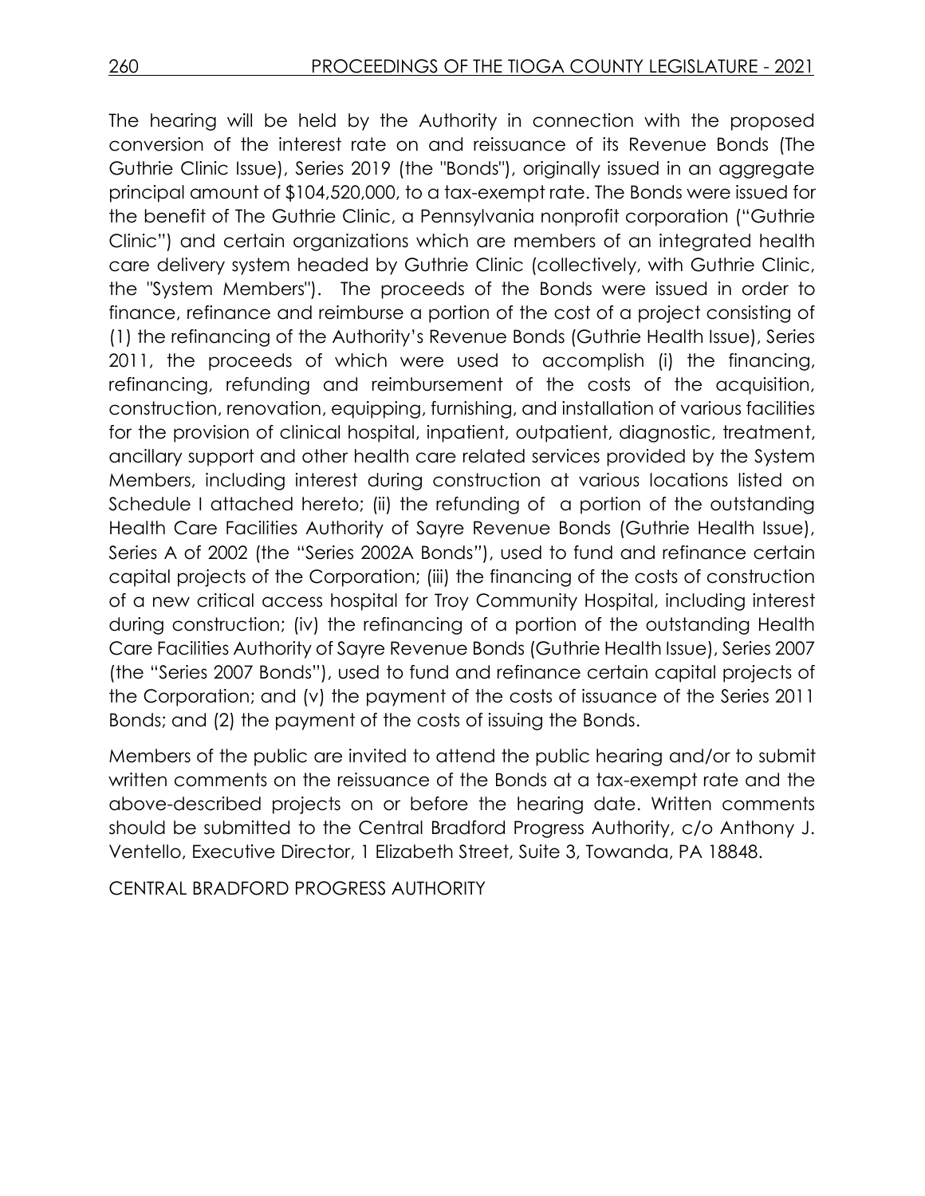The hearing will be held by the Authority in connection with the proposed conversion of the interest rate on and reissuance of its Revenue Bonds (The Guthrie Clinic Issue), Series 2019 (the "Bonds"), originally issued in an aggregate principal amount of $104,520,000, to a tax-exempt rate. The Bonds were issued for the benefit of The Guthrie Clinic, a Pennsylvania nonprofit corporation ("Guthrie Clinic") and certain organizations which are members of an integrated health care delivery system headed by Guthrie Clinic (collectively, with Guthrie Clinic, the "System Members"). The proceeds of the Bonds were issued in order to finance, refinance and reimburse a portion of the cost of a project consisting of (1) the refinancing of the Authority's Revenue Bonds (Guthrie Health Issue), Series 2011, the proceeds of which were used to accomplish (i) the financing, refinancing, refunding and reimbursement of the costs of the acquisition, construction, renovation, equipping, furnishing, and installation of various facilities for the provision of clinical hospital, inpatient, outpatient, diagnostic, treatment, ancillary support and other health care related services provided by the System Members, including interest during construction at various locations listed on Schedule I attached hereto; (ii) the refunding of a portion of the outstanding Health Care Facilities Authority of Sayre Revenue Bonds (Guthrie Health Issue), Series A of 2002 (the "Series 2002A Bonds"), used to fund and refinance certain capital projects of the Corporation; (iii) the financing of the costs of construction of a new critical access hospital for Troy Community Hospital, including interest during construction; (iv) the refinancing of a portion of the outstanding Health Care Facilities Authority of Sayre Revenue Bonds (Guthrie Health Issue), Series 2007 (the "Series 2007 Bonds"), used to fund and refinance certain capital projects of the Corporation; and (v) the payment of the costs of issuance of the Series 2011 Bonds; and (2) the payment of the costs of issuing the Bonds.

Members of the public are invited to attend the public hearing and/or to submit written comments on the reissuance of the Bonds at a tax-exempt rate and the above-described projects on or before the hearing date. Written comments should be submitted to the Central Bradford Progress Authority, c/o Anthony J. Ventello, Executive Director, 1 Elizabeth Street, Suite 3, Towanda, PA 18848.

CENTRAL BRADFORD PROGRESS AUTHORITY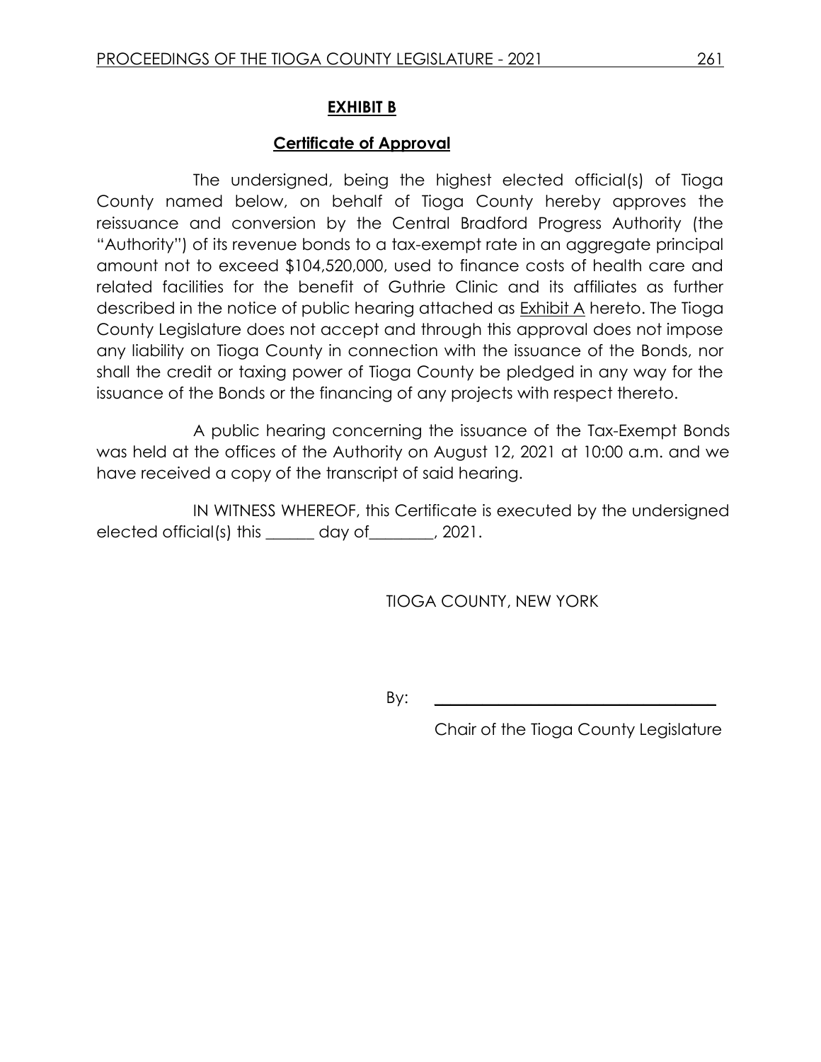**EXHIBIT B**

**Certificate of Approval**

The undersigned, being the highest elected official(s) of Tioga County named below, on behalf of Tioga County hereby approves the reissuance and conversion by the Central Bradford Progress Authority (the "Authority") of its revenue bonds to a tax-exempt rate in an aggregate principal amount not to exceed $104,520,000, used to finance costs of health care and related facilities for the benefit of Guthrie Clinic and its affiliates as further described in the notice of public hearing attached as Exhibit A hereto. The Tioga County Legislature does not accept and through this approval does not impose any liability on Tioga County in connection with the issuance of the Bonds, nor shall the credit or taxing power of Tioga County be pledged in any way for the issuance of the Bonds or the financing of any projects with respect thereto.

A public hearing concerning the issuance of the Tax-Exempt Bonds was held at the offices of the Authority on August 12, 2021 at 10:00 a.m. and we have received a copy of the transcript of said hearing.

IN WITNESS WHEREOF, this Certificate is executed by the undersigned elected official(s) this ______ day of________, 2021.

TIOGA COUNTY, NEW YORK

By: ____________________________________

Chair of the Tioga County Legislature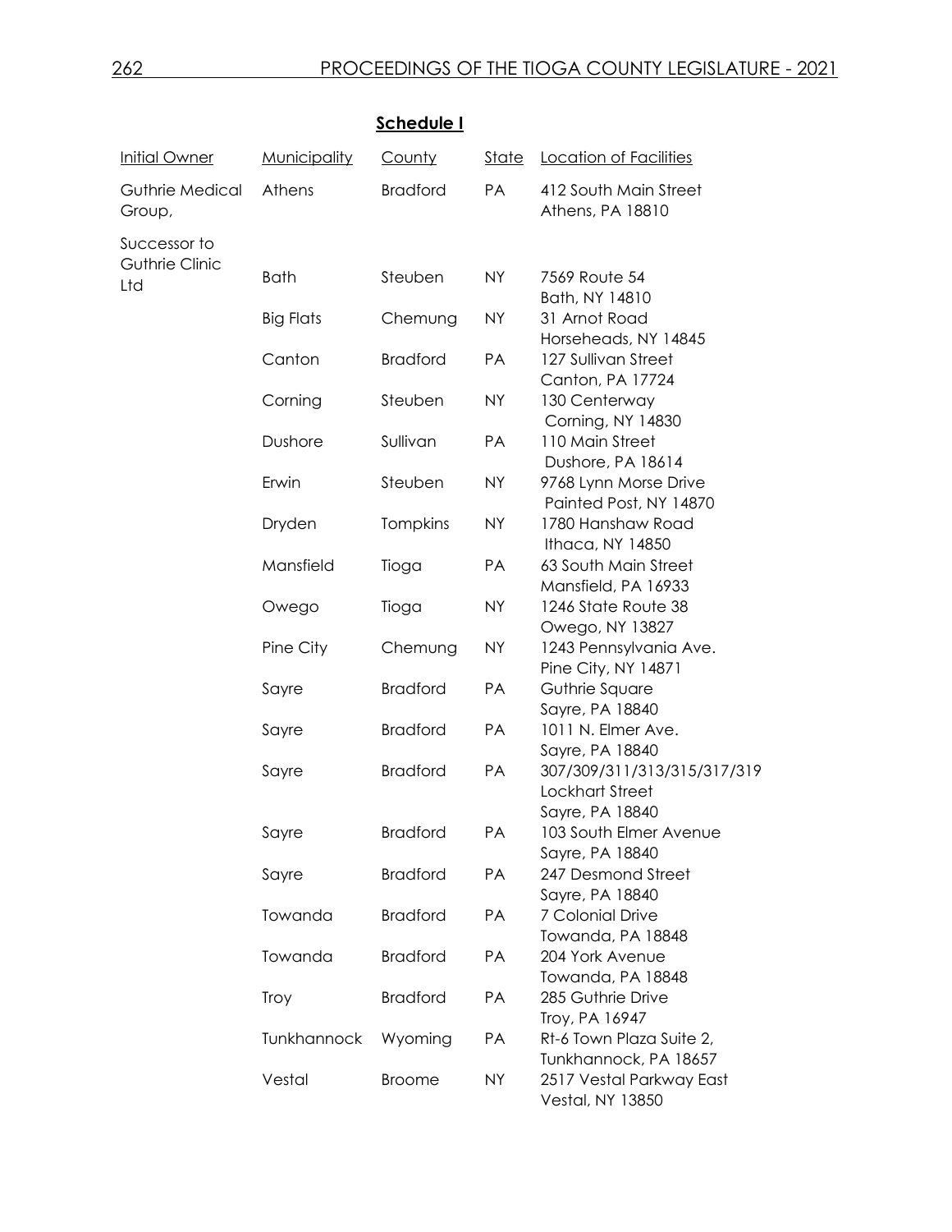**Schedule I**

| Initial Owner | Municipality | County | State | Location of Facilities |
|---|---|---|---|---|
| Guthrie Medical Group, | Athens | Bradford | PA | 412 South Main Street Athens, PA 18810 |
| Successor to Guthrie Clinic Ltd | Bath | Steuben | NY | 7569 Route 54 Bath, NY 14810 |
| | Big Flats | Chemung | NY | 31 Arnot Road Horseheads, NY 14845 |
| | Canton | Bradford | PA | 127 Sullivan Street Canton, PA 17724 |
| | Corning | Steuben | NY | 130 Centerway Corning, NY 14830 |
| | Dushore | Sullivan | PA | 110 Main Street Dushore, PA 18614 |
| | Erwin | Steuben | NY | 9768 Lynn Morse Drive Painted Post, NY 14870 |
| | Dryden | Tompkins | NY | 1780 Hanshaw Road Ithaca, NY 14850 |
| | Mansfield | Tioga | PA | 63 South Main Street Mansfield, PA 16933 |
| | Owego | Tioga | NY | 1246 State Route 38 Owego, NY 13827 |
| | Pine City | Chemung | NY | 1243 Pennsylvania Ave. Pine City, NY 14871 |
| | Sayre | Bradford | PA | Guthrie Square Sayre, PA 18840 |
| | Sayre | Bradford | PA | 1011 N. Elmer Ave. Sayre, PA 18840 |
| | Sayre | Bradford | PA | 307/309/311/313/315/317/319 Lockhart Street Sayre, PA 18840 |
| | Sayre | Bradford | PA | 103 South Elmer Avenue Sayre, PA 18840 |
| | Sayre | Bradford | PA | 247 Desmond Street Sayre, PA 18840 |
| | Towanda | Bradford | PA | 7 Colonial Drive Towanda, PA 18848 |
| | Towanda | Bradford | PA | 204 York Avenue Towanda, PA 18848 |
| | Troy | Bradford | PA | 285 Guthrie Drive Troy, PA 16947 |
| | Tunkhannock | Wyoming | PA | Rt-6 Town Plaza Suite 2, Tunkhannock, PA 18657 |
| | Vestal | Broome | NY | 2517 Vestal Parkway East Vestal, NY 13850 |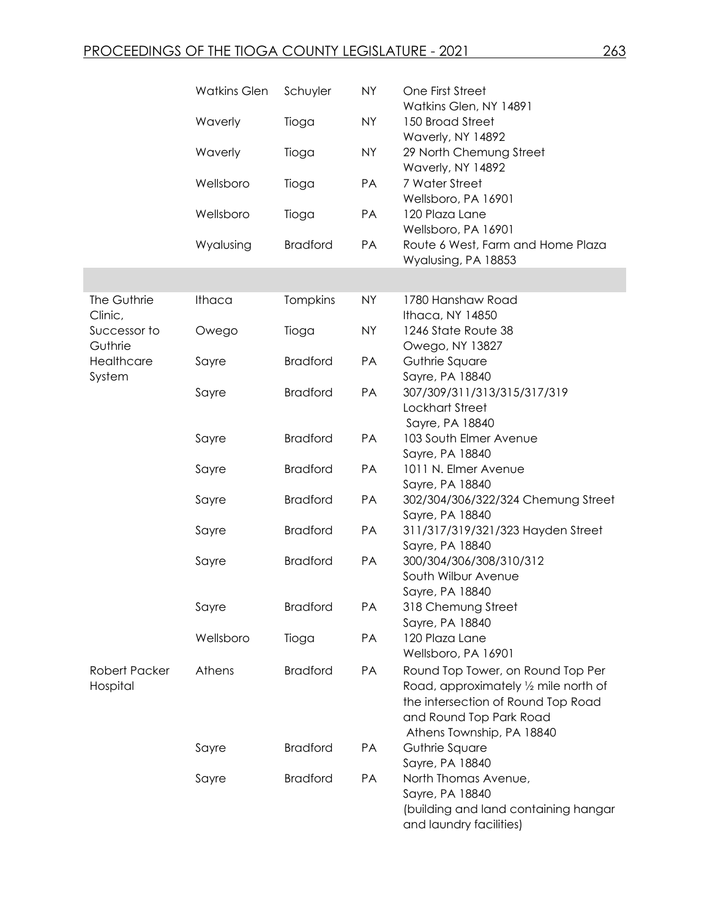| | | | | |
|---|---|---|---|---|
| | Watkins Glen | Schuyler | NY | One First Street Watkins Glen, NY 14891 |
| | Waverly | Tioga | NY | 150 Broad Street Waverly, NY 14892 |
| | Waverly | Tioga | NY | 29 North Chemung Street Waverly, NY 14892 |
| | Wellsboro | Tioga | PA | 7 Water Street Wellsboro, PA 16901 |
| | Wellsboro | Tioga | PA | 120 Plaza Lane Wellsboro, PA 16901 |
| | Wyalusing | Bradford | PA | Route 6 West, Farm and Home Plaza Wyalusing, PA 18853 |
| | | | | |
| The Guthrie Clinic, Successor to Guthrie Healthcare System | Ithaca | Tompkins | NY | 1780 Hanshaw Road Ithaca, NY 14850 |
| | Owego | Tioga | NY | 1246 State Route 38 Owego, NY 13827 |
| | Sayre | Bradford | PA | Guthrie Square Sayre, PA 18840 |
| | Sayre | Bradford | PA | 307/309/311/313/315/317/319 Lockhart Street Sayre, PA 18840 |
| | Sayre | Bradford | PA | 103 South Elmer Avenue Sayre, PA 18840 |
| | Sayre | Bradford | PA | 1011 N. Elmer Avenue Sayre, PA 18840 |
| | Sayre | Bradford | PA | 302/304/306/322/324 Chemung Street Sayre, PA 18840 |
| | Sayre | Bradford | PA | 311/317/319/321/323 Hayden Street Sayre, PA 18840 |
| | Sayre | Bradford | PA | 300/304/306/308/310/312 South Wilbur Avenue Sayre, PA 18840 |
| | Sayre | Bradford | PA | 318 Chemung Street Sayre, PA 18840 |
| | Wellsboro | Tioga | PA | 120 Plaza Lane Wellsboro, PA 16901 |
| Robert Packer Hospital | Athens | Bradford | PA | Round Top Tower, on Round Top Per Road, approximately ½ mile north of the intersection of Round Top Road and Round Top Park Road Athens Township, PA 18840 |
| | Sayre | Bradford | PA | Guthrie Square Sayre, PA 18840 |
| | Sayre | Bradford | PA | North Thomas Avenue, Sayre, PA 18840 (building and land containing hangar and laundry facilities) |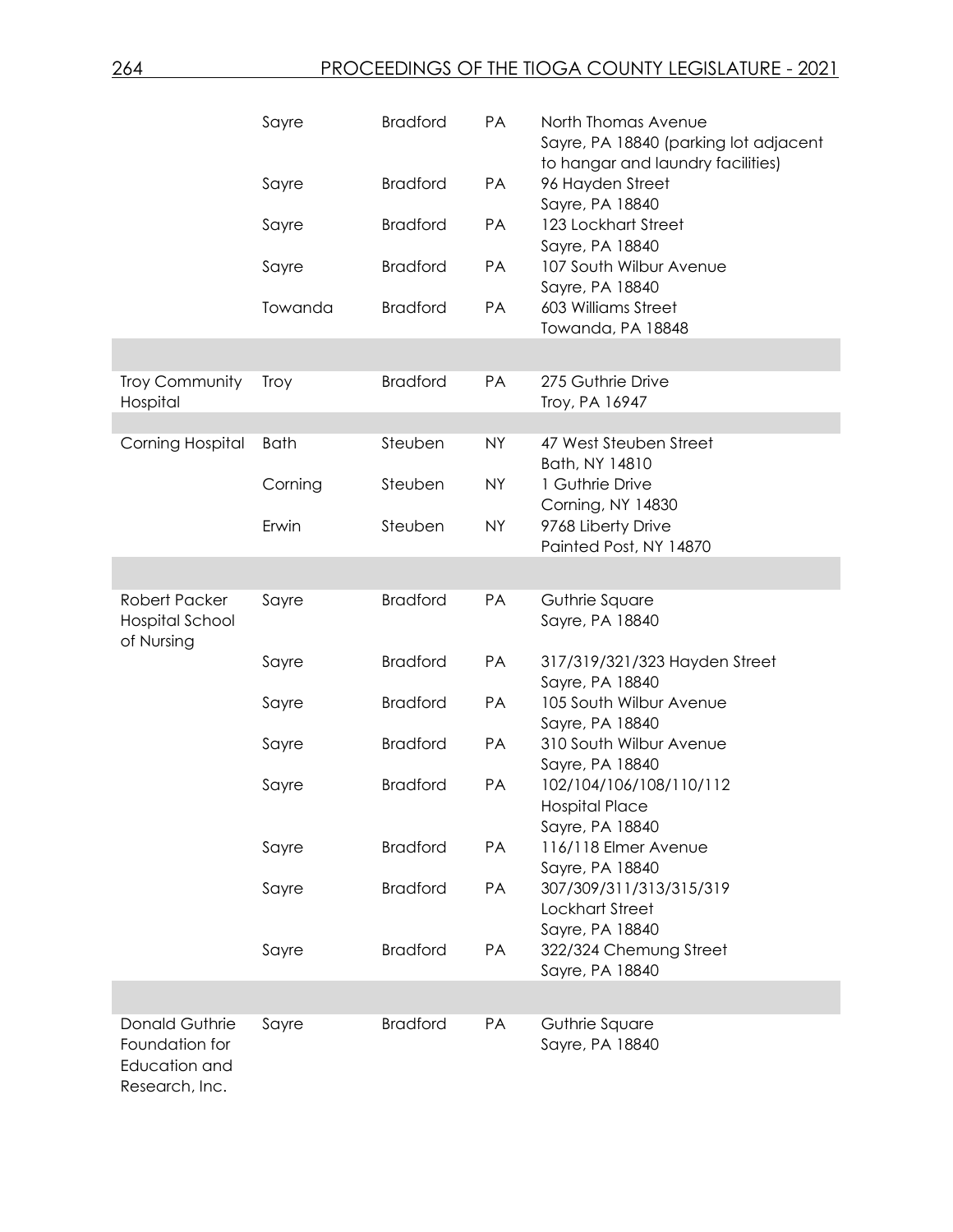| | | | | |
|---|---|---|---|---|
| | Sayre | Bradford | PA | North Thomas Avenue Sayre, PA 18840 (parking lot adjacent to hangar and laundry facilities) |
| | Sayre | Bradford | PA | 96 Hayden Street Sayre, PA 18840 |
| | Sayre | Bradford | PA | 123 Lockhart Street Sayre, PA 18840 |
| | Sayre | Bradford | PA | 107 South Wilbur Avenue Sayre, PA 18840 |
| | Towanda | Bradford | PA | 603 Williams Street Towanda, PA 18848 |
| | | | | |
| Troy Community Hospital | Troy | Bradford | PA | 275 Guthrie Drive Troy, PA 16947 |
| | | | | |
| Corning Hospital | Bath | Steuben | NY | 47 West Steuben Street Bath, NY 14810 |
| | Corning | Steuben | NY | 1 Guthrie Drive Corning, NY 14830 |
| | Erwin | Steuben | NY | 9768 Liberty Drive Painted Post, NY 14870 |
| | | | | |
| Robert Packer Hospital School of Nursing | Sayre | Bradford | PA | Guthrie Square Sayre, PA 18840 |
| | Sayre | Bradford | PA | 317/319/321/323 Hayden Street Sayre, PA 18840 |
| | Sayre | Bradford | PA | 105 South Wilbur Avenue Sayre, PA 18840 |
| | Sayre | Bradford | PA | 310 South Wilbur Avenue Sayre, PA 18840 |
| | Sayre | Bradford | PA | 102/104/106/108/110/112 Hospital Place Sayre, PA 18840 |
| | Sayre | Bradford | PA | 116/118 Elmer Avenue Sayre, PA 18840 |
| | Sayre | Bradford | PA | 307/309/311/313/315/319 Lockhart Street Sayre, PA 18840 |
| | Sayre | Bradford | PA | 322/324 Chemung Street Sayre, PA 18840 |
| | | | | |
| Donald Guthrie Foundation for Education and Research, Inc. | Sayre | Bradford | PA | Guthrie Square Sayre, PA 18840 |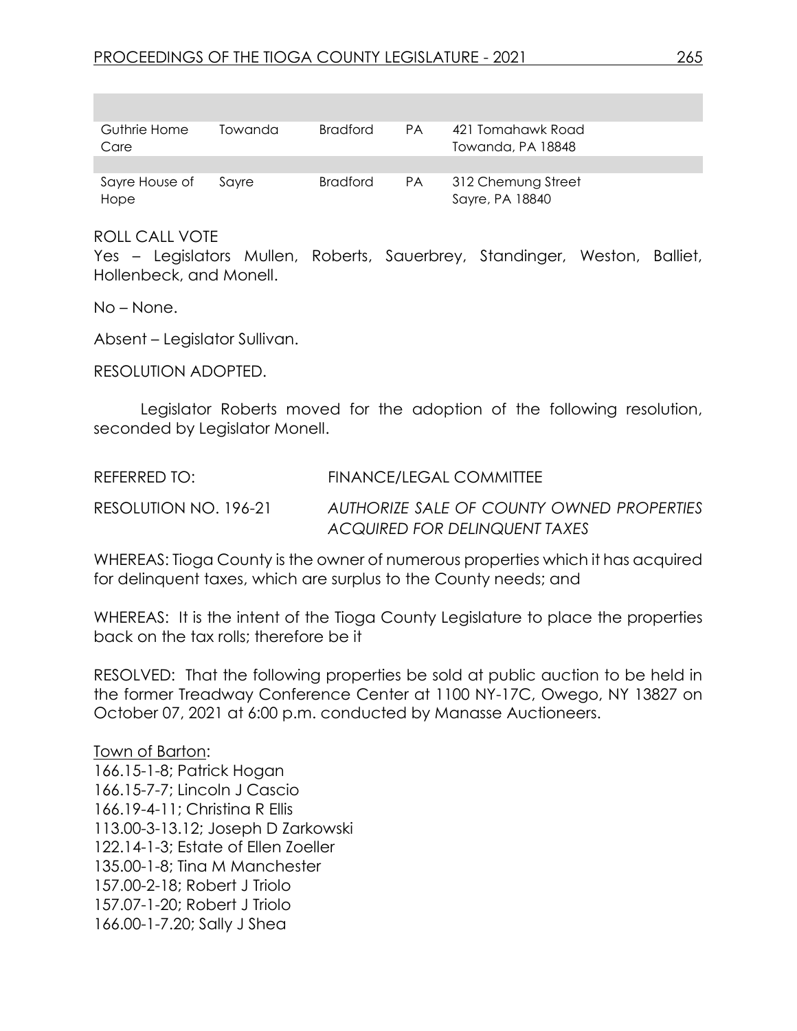| | | | | |
|---|---|---|---|---|
| Guthrie Home Care | Towanda | Bradford | PA | 421 Tomahawk Road Towanda, PA 18848 |
| | | | | |
| Sayre House of Hope | Sayre | Bradford | PA | 312 Chemung Street Sayre, PA 18840 |

ROLL CALL VOTE
Yes – Legislators Mullen, Roberts, Sauerbrey, Standinger, Weston, Balliet, Hollenbeck, and Monell.

No – None.

Absent – Legislator Sullivan.

RESOLUTION ADOPTED.

Legislator Roberts moved for the adoption of the following resolution, seconded by Legislator Monell.

REFERRED TO: FINANCE/LEGAL COMMITTEE

RESOLUTION NO. 196-21 *AUTHORIZE SALE OF COUNTY OWNED PROPERTIES ACQUIRED FOR DELINQUENT TAXES*

WHEREAS: Tioga County is the owner of numerous properties which it has acquired for delinquent taxes, which are surplus to the County needs; and

WHEREAS: It is the intent of the Tioga County Legislature to place the properties back on the tax rolls; therefore be it

RESOLVED: That the following properties be sold at public auction to be held in the former Treadway Conference Center at 1100 NY-17C, Owego, NY 13827 on October 07, 2021 at 6:00 p.m. conducted by Manasse Auctioneers.

Town of Barton:
166.15-1-8; Patrick Hogan
166.15-7-7; Lincoln J Cascio
166.19-4-11; Christina R Ellis
113.00-3-13.12; Joseph D Zarkowski
122.14-1-3; Estate of Ellen Zoeller
135.00-1-8; Tina M Manchester
157.00-2-18; Robert J Triolo
157.07-1-20; Robert J Triolo
166.00-1-7.20; Sally J Shea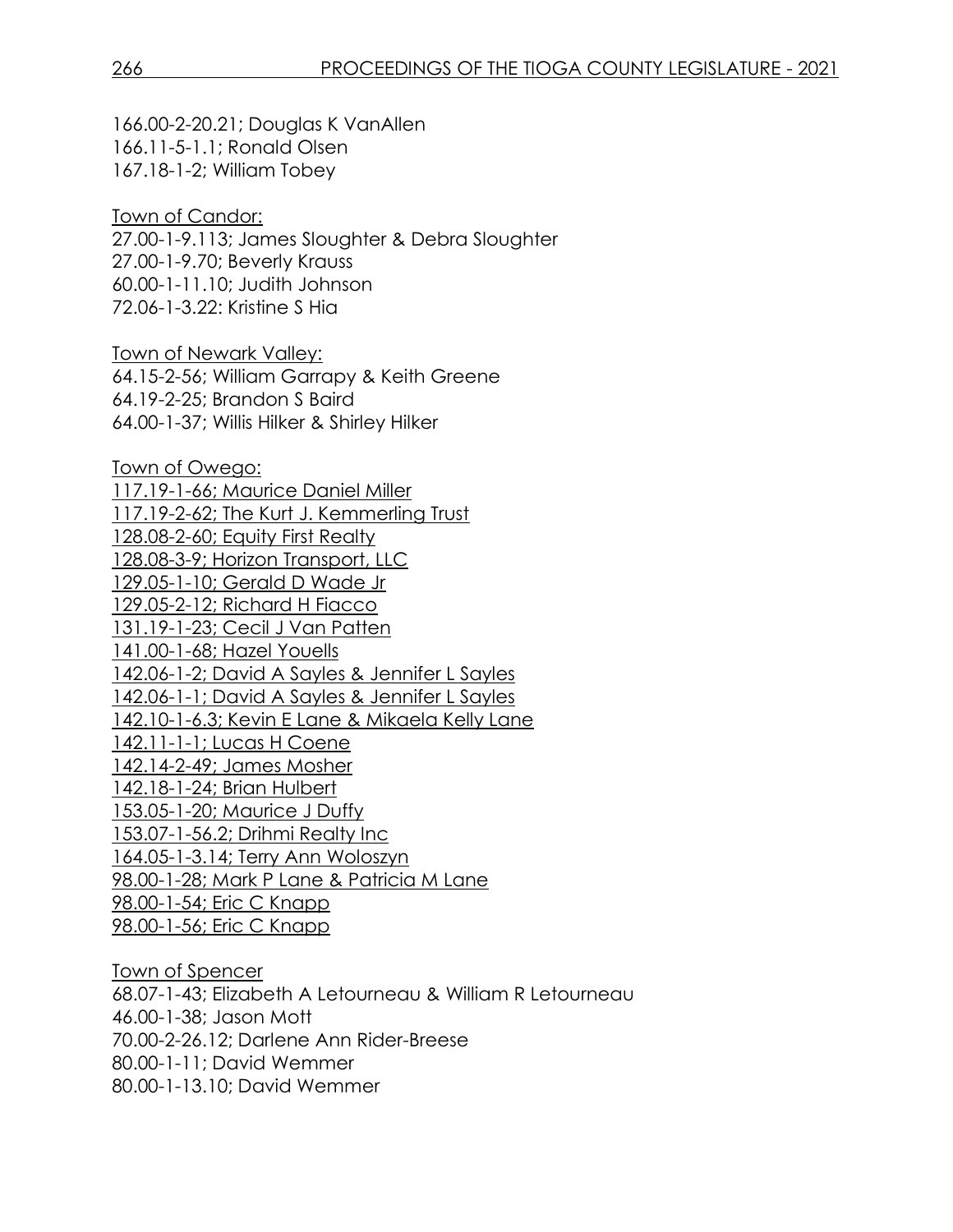166.00-2-20.21; Douglas K VanAllen
166.11-5-1.1; Ronald Olsen
167.18-1-2; William Tobey

Town of Candor:
27.00-1-9.113; James Sloughter & Debra Sloughter
27.00-1-9.70; Beverly Krauss
60.00-1-11.10; Judith Johnson
72.06-1-3.22: Kristine S Hia

Town of Newark Valley:
64.15-2-56; William Garrapy & Keith Greene
64.19-2-25; Brandon S Baird
64.00-1-37; Willis Hilker & Shirley Hilker

Town of Owego:
117.19-1-66; Maurice Daniel Miller
117.19-2-62; The Kurt J. Kemmerling Trust
128.08-2-60; Equity First Realty
128.08-3-9; Horizon Transport, LLC
129.05-1-10; Gerald D Wade Jr
129.05-2-12; Richard H Fiacco
131.19-1-23; Cecil J Van Patten
141.00-1-68; Hazel Youells
142.06-1-2; David A Sayles & Jennifer L Sayles
142.06-1-1; David A Sayles & Jennifer L Sayles
142.10-1-6.3; Kevin E Lane & Mikaela Kelly Lane
142.11-1-1; Lucas H Coene
142.14-2-49; James Mosher
142.18-1-24; Brian Hulbert
153.05-1-20; Maurice J Duffy
153.07-1-56.2; Drihmi Realty Inc
164.05-1-3.14; Terry Ann Woloszyn
98.00-1-28; Mark P Lane & Patricia M Lane
98.00-1-54; Eric C Knapp
98.00-1-56; Eric C Knapp

Town of Spencer
68.07-1-43; Elizabeth A Letourneau & William R Letourneau
46.00-1-38; Jason Mott
70.00-2-26.12; Darlene Ann Rider-Breese
80.00-1-11; David Wemmer
80.00-1-13.10; David Wemmer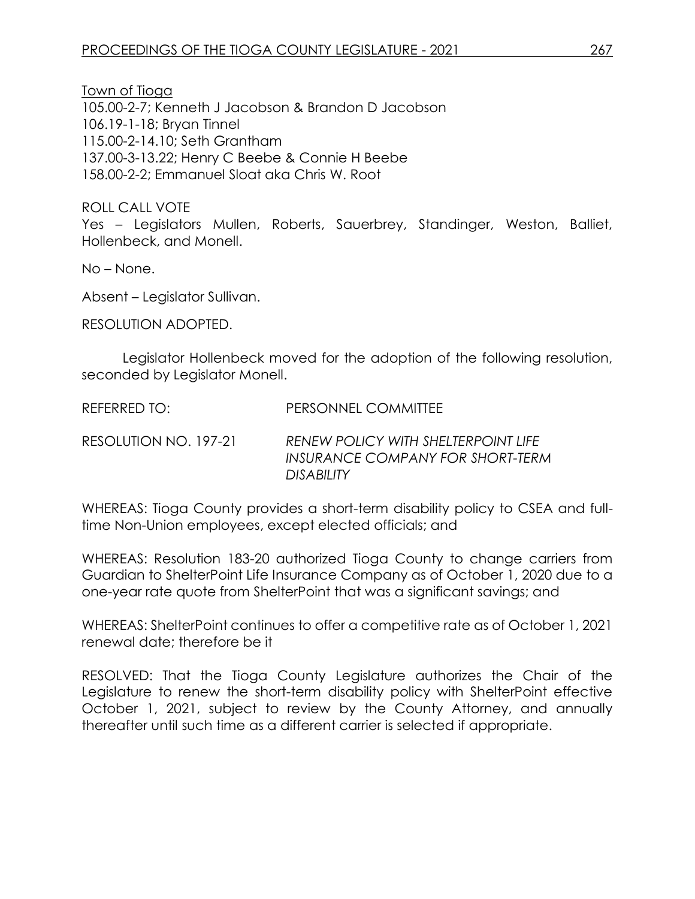Town of Tioga

105.00-2-7; Kenneth J Jacobson & Brandon D Jacobson
106.19-1-18; Bryan Tinnel
115.00-2-14.10; Seth Grantham
137.00-3-13.22; Henry C Beebe & Connie H Beebe
158.00-2-2; Emmanuel Sloat aka Chris W. Root

ROLL CALL VOTE

Yes – Legislators Mullen, Roberts, Sauerbrey, Standinger, Weston, Balliet, Hollenbeck, and Monell.

No – None.

Absent – Legislator Sullivan.

RESOLUTION ADOPTED.

Legislator Hollenbeck moved for the adoption of the following resolution, seconded by Legislator Monell.

REFERRED TO: PERSONNEL COMMITTEE

RESOLUTION NO. 197-21 *RENEW POLICY WITH SHELTERPOINT LIFE INSURANCE COMPANY FOR SHORT-TERM DISABILITY*

WHEREAS: Tioga County provides a short-term disability policy to CSEA and full-time Non-Union employees, except elected officials; and

WHEREAS: Resolution 183-20 authorized Tioga County to change carriers from Guardian to ShelterPoint Life Insurance Company as of October 1, 2020 due to a one-year rate quote from ShelterPoint that was a significant savings; and

WHEREAS: ShelterPoint continues to offer a competitive rate as of October 1, 2021 renewal date; therefore be it

RESOLVED: That the Tioga County Legislature authorizes the Chair of the Legislature to renew the short-term disability policy with ShelterPoint effective October 1, 2021, subject to review by the County Attorney, and annually thereafter until such time as a different carrier is selected if appropriate.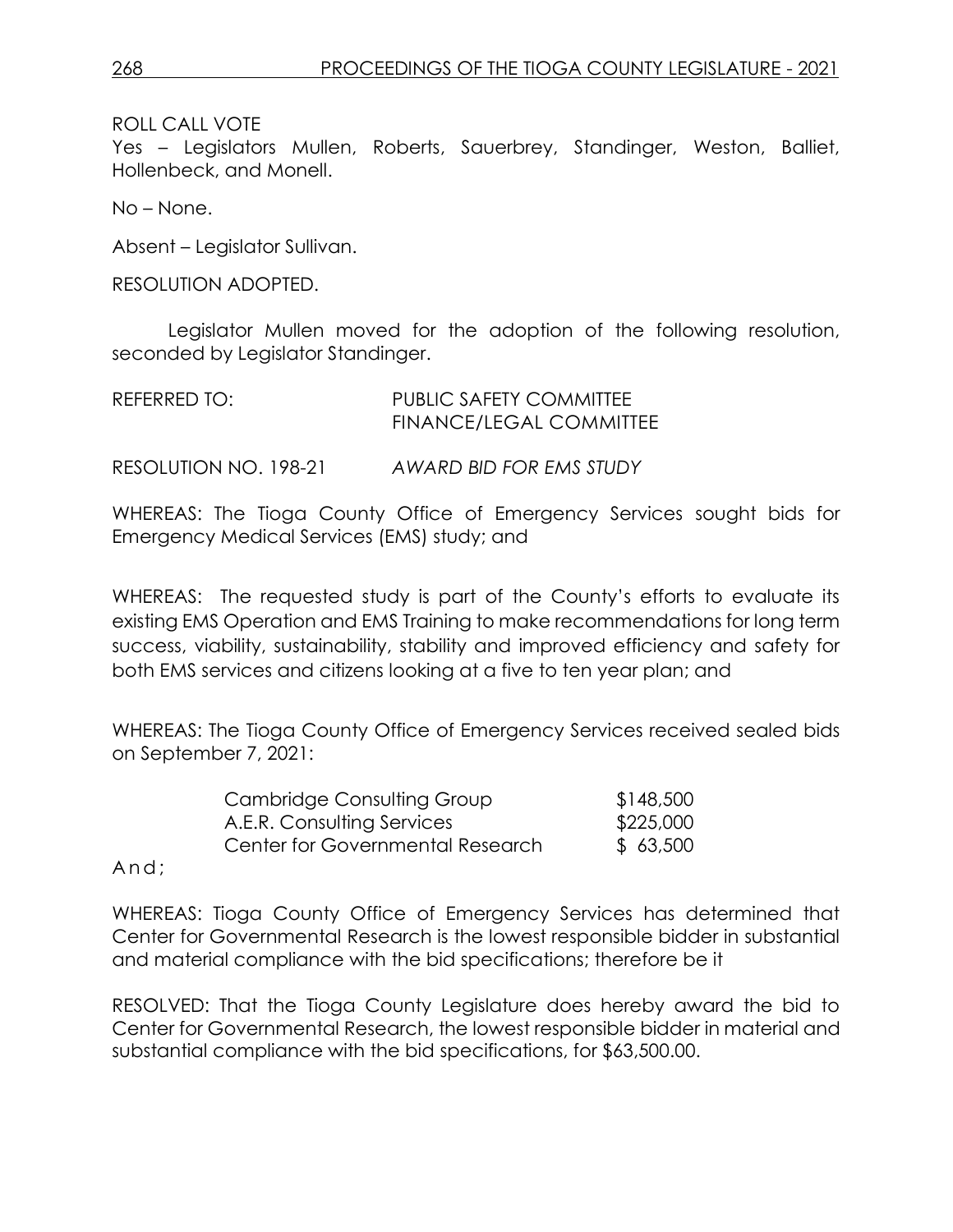ROLL CALL VOTE

Yes – Legislators Mullen, Roberts, Sauerbrey, Standinger, Weston, Balliet, Hollenbeck, and Monell.

No – None.

Absent – Legislator Sullivan.

RESOLUTION ADOPTED.

Legislator Mullen moved for the adoption of the following resolution, seconded by Legislator Standinger.

REFERRED TO: PUBLIC SAFETY COMMITTEE
FINANCE/LEGAL COMMITTEE

RESOLUTION NO. 198-21 *AWARD BID FOR EMS STUDY*

WHEREAS: The Tioga County Office of Emergency Services sought bids for Emergency Medical Services (EMS) study; and

WHEREAS: The requested study is part of the County's efforts to evaluate its existing EMS Operation and EMS Training to make recommendations for long term success, viability, sustainability, stability and improved efficiency and safety for both EMS services and citizens looking at a five to ten year plan; and

WHEREAS: The Tioga County Office of Emergency Services received sealed bids on September 7, 2021:

| | |
|---|---|
| Cambridge Consulting Group | \$148,500 |
| A.E.R. Consulting Services | \$225,000 |
| Center for Governmental Research | \$ 63,500 |

And;

WHEREAS: Tioga County Office of Emergency Services has determined that Center for Governmental Research is the lowest responsible bidder in substantial and material compliance with the bid specifications; therefore be it

RESOLVED: That the Tioga County Legislature does hereby award the bid to Center for Governmental Research, the lowest responsible bidder in material and substantial compliance with the bid specifications, for \$63,500.00.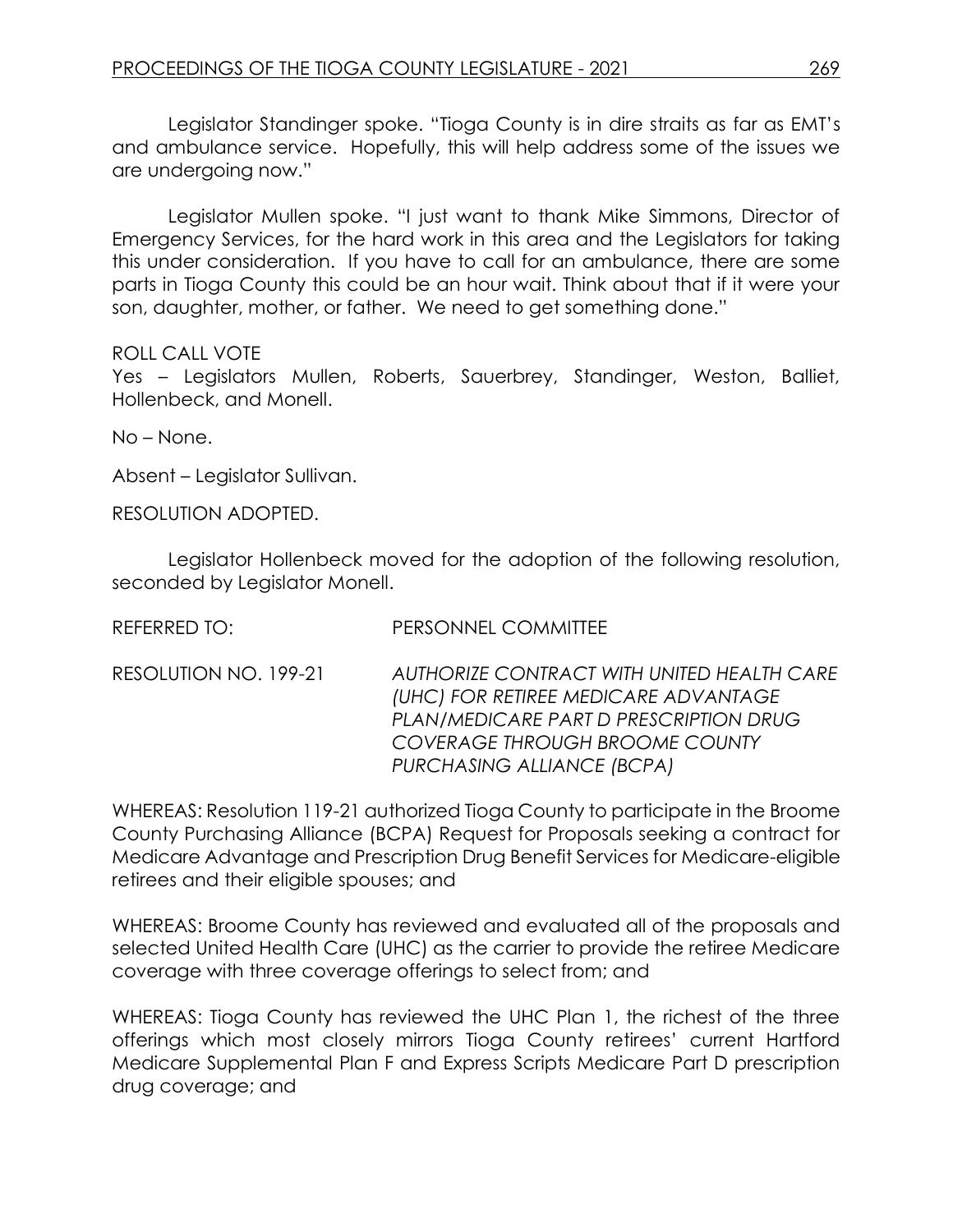Legislator Standinger spoke. "Tioga County is in dire straits as far as EMT's and ambulance service. Hopefully, this will help address some of the issues we are undergoing now."

Legislator Mullen spoke. "I just want to thank Mike Simmons, Director of Emergency Services, for the hard work in this area and the Legislators for taking this under consideration. If you have to call for an ambulance, there are some parts in Tioga County this could be an hour wait. Think about that if it were your son, daughter, mother, or father. We need to get something done."

ROLL CALL VOTE

Yes – Legislators Mullen, Roberts, Sauerbrey, Standinger, Weston, Balliet, Hollenbeck, and Monell.

No – None.

Absent – Legislator Sullivan.

RESOLUTION ADOPTED.

Legislator Hollenbeck moved for the adoption of the following resolution, seconded by Legislator Monell.

REFERRED TO: PERSONNEL COMMITTEE

RESOLUTION NO. 199-21 *AUTHORIZE CONTRACT WITH UNITED HEALTH CARE (UHC) FOR RETIREE MEDICARE ADVANTAGE PLAN/MEDICARE PART D PRESCRIPTION DRUG COVERAGE THROUGH BROOME COUNTY PURCHASING ALLIANCE (BCPA)*

WHEREAS: Resolution 119-21 authorized Tioga County to participate in the Broome County Purchasing Alliance (BCPA) Request for Proposals seeking a contract for Medicare Advantage and Prescription Drug Benefit Services for Medicare-eligible retirees and their eligible spouses; and

WHEREAS: Broome County has reviewed and evaluated all of the proposals and selected United Health Care (UHC) as the carrier to provide the retiree Medicare coverage with three coverage offerings to select from; and

WHEREAS: Tioga County has reviewed the UHC Plan 1, the richest of the three offerings which most closely mirrors Tioga County retirees' current Hartford Medicare Supplemental Plan F and Express Scripts Medicare Part D prescription drug coverage; and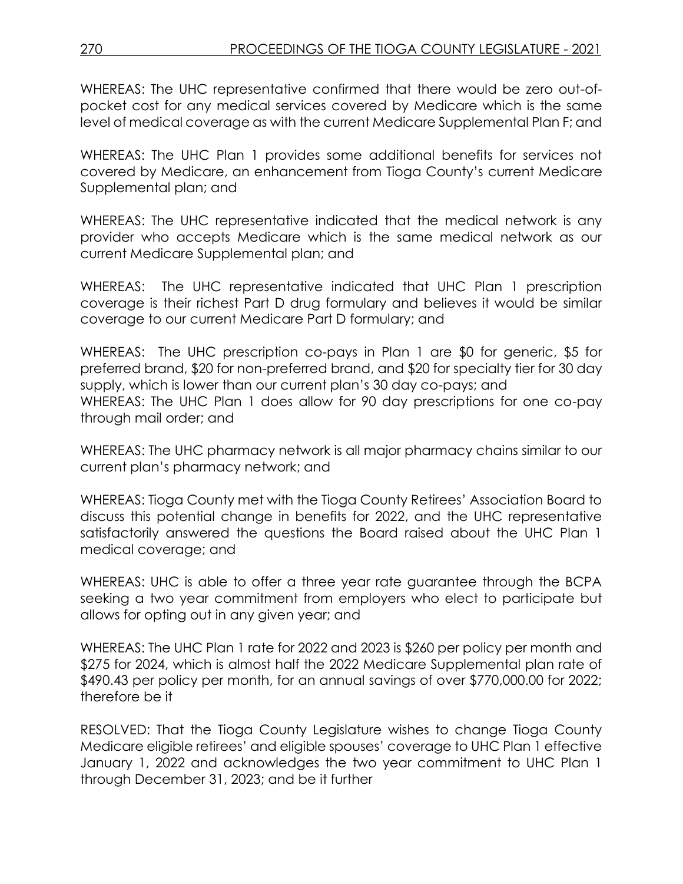WHEREAS: The UHC representative confirmed that there would be zero out-of-pocket cost for any medical services covered by Medicare which is the same level of medical coverage as with the current Medicare Supplemental Plan F; and

WHEREAS: The UHC Plan 1 provides some additional benefits for services not covered by Medicare, an enhancement from Tioga County's current Medicare Supplemental plan; and

WHEREAS: The UHC representative indicated that the medical network is any provider who accepts Medicare which is the same medical network as our current Medicare Supplemental plan; and

WHEREAS: The UHC representative indicated that UHC Plan 1 prescription coverage is their richest Part D drug formulary and believes it would be similar coverage to our current Medicare Part D formulary; and

WHEREAS: The UHC prescription co-pays in Plan 1 are $0 for generic, $5 for preferred brand, $20 for non-preferred brand, and $20 for specialty tier for 30 day supply, which is lower than our current plan's 30 day co-pays; and

WHEREAS: The UHC Plan 1 does allow for 90 day prescriptions for one co-pay through mail order; and

WHEREAS: The UHC pharmacy network is all major pharmacy chains similar to our current plan's pharmacy network; and

WHEREAS: Tioga County met with the Tioga County Retirees' Association Board to discuss this potential change in benefits for 2022, and the UHC representative satisfactorily answered the questions the Board raised about the UHC Plan 1 medical coverage; and

WHEREAS: UHC is able to offer a three year rate guarantee through the BCPA seeking a two year commitment from employers who elect to participate but allows for opting out in any given year; and

WHEREAS: The UHC Plan 1 rate for 2022 and 2023 is $260 per policy per month and $275 for 2024, which is almost half the 2022 Medicare Supplemental plan rate of $490.43 per policy per month, for an annual savings of over $770,000.00 for 2022; therefore be it

RESOLVED: That the Tioga County Legislature wishes to change Tioga County Medicare eligible retirees' and eligible spouses' coverage to UHC Plan 1 effective January 1, 2022 and acknowledges the two year commitment to UHC Plan 1 through December 31, 2023; and be it further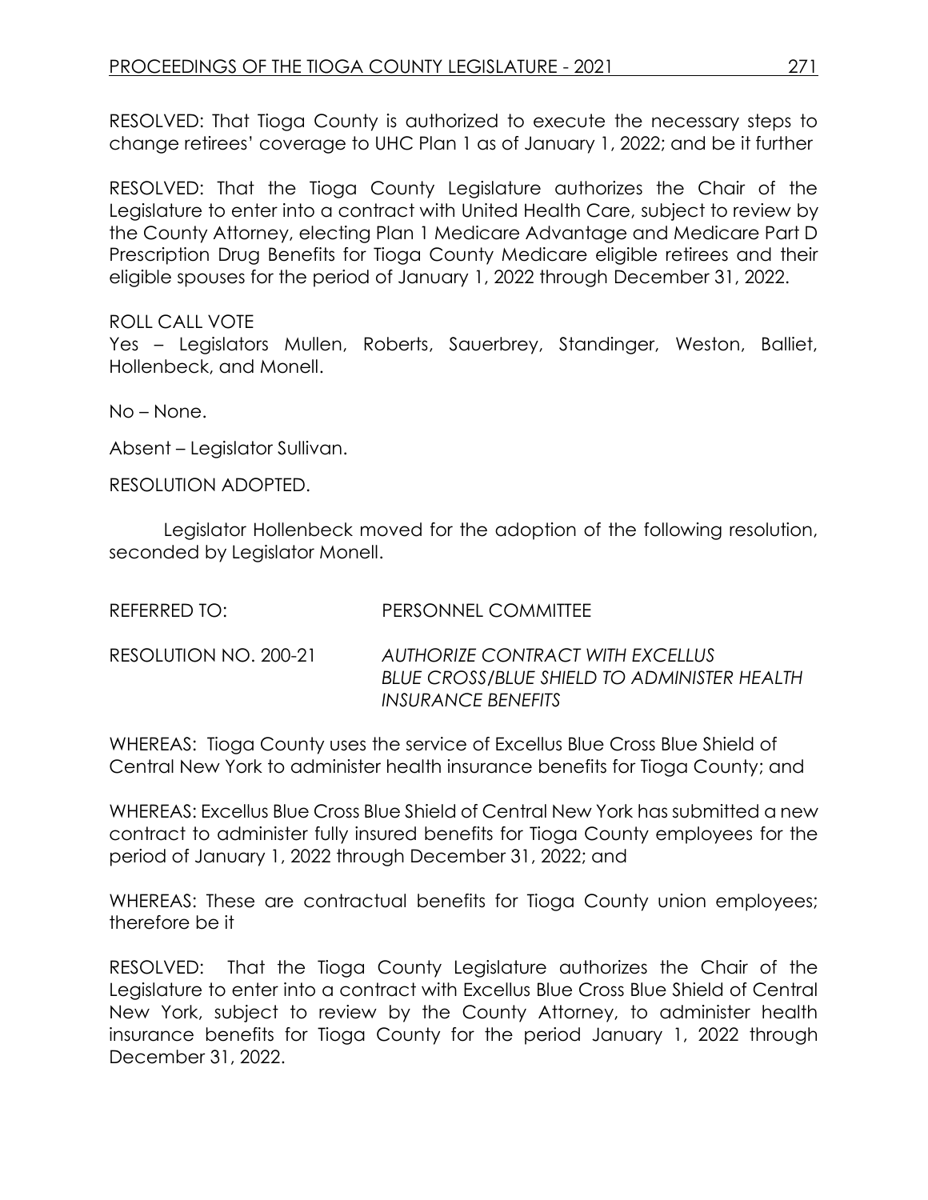RESOLVED: That Tioga County is authorized to execute the necessary steps to change retirees' coverage to UHC Plan 1 as of January 1, 2022; and be it further

RESOLVED: That the Tioga County Legislature authorizes the Chair of the Legislature to enter into a contract with United Health Care, subject to review by the County Attorney, electing Plan 1 Medicare Advantage and Medicare Part D Prescription Drug Benefits for Tioga County Medicare eligible retirees and their eligible spouses for the period of January 1, 2022 through December 31, 2022.

ROLL CALL VOTE
Yes – Legislators Mullen, Roberts, Sauerbrey, Standinger, Weston, Balliet, Hollenbeck, and Monell.

No – None.

Absent – Legislator Sullivan.

RESOLUTION ADOPTED.

Legislator Hollenbeck moved for the adoption of the following resolution, seconded by Legislator Monell.

REFERRED TO: PERSONNEL COMMITTEE

RESOLUTION NO. 200-21 *AUTHORIZE CONTRACT WITH EXCELLUS BLUE CROSS/BLUE SHIELD TO ADMINISTER HEALTH INSURANCE BENEFITS*

WHEREAS: Tioga County uses the service of Excellus Blue Cross Blue Shield of Central New York to administer health insurance benefits for Tioga County; and

WHEREAS: Excellus Blue Cross Blue Shield of Central New York has submitted a new contract to administer fully insured benefits for Tioga County employees for the period of January 1, 2022 through December 31, 2022; and

WHEREAS: These are contractual benefits for Tioga County union employees; therefore be it

RESOLVED: That the Tioga County Legislature authorizes the Chair of the Legislature to enter into a contract with Excellus Blue Cross Blue Shield of Central New York, subject to review by the County Attorney, to administer health insurance benefits for Tioga County for the period January 1, 2022 through December 31, 2022.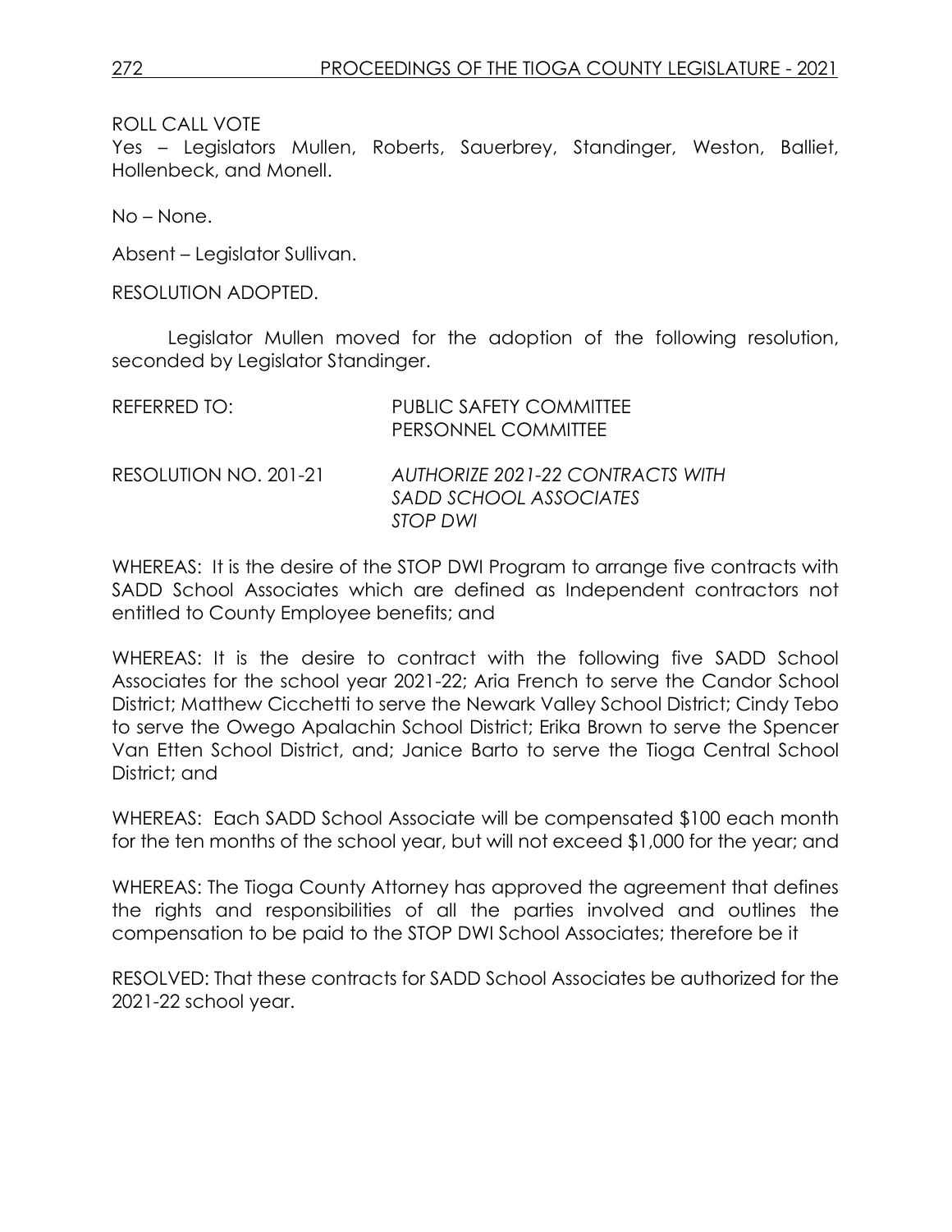ROLL CALL VOTE
Yes – Legislators Mullen, Roberts, Sauerbrey, Standinger, Weston, Balliet, Hollenbeck, and Monell.

No – None.

Absent – Legislator Sullivan.

RESOLUTION ADOPTED.

Legislator Mullen moved for the adoption of the following resolution, seconded by Legislator Standinger.

REFERRED TO: PUBLIC SAFETY COMMITTEE
PERSONNEL COMMITTEE

RESOLUTION NO. 201-21 *AUTHORIZE 2021-22 CONTRACTS WITH SADD SCHOOL ASSOCIATES STOP DWI*

WHEREAS: It is the desire of the STOP DWI Program to arrange five contracts with SADD School Associates which are defined as Independent contractors not entitled to County Employee benefits; and

WHEREAS: It is the desire to contract with the following five SADD School Associates for the school year 2021-22; Aria French to serve the Candor School District; Matthew Cicchetti to serve the Newark Valley School District; Cindy Tebo to serve the Owego Apalachin School District; Erika Brown to serve the Spencer Van Etten School District, and; Janice Barto to serve the Tioga Central School District; and

WHEREAS: Each SADD School Associate will be compensated $100 each month for the ten months of the school year, but will not exceed $1,000 for the year; and

WHEREAS: The Tioga County Attorney has approved the agreement that defines the rights and responsibilities of all the parties involved and outlines the compensation to be paid to the STOP DWI School Associates; therefore be it

RESOLVED: That these contracts for SADD School Associates be authorized for the 2021-22 school year.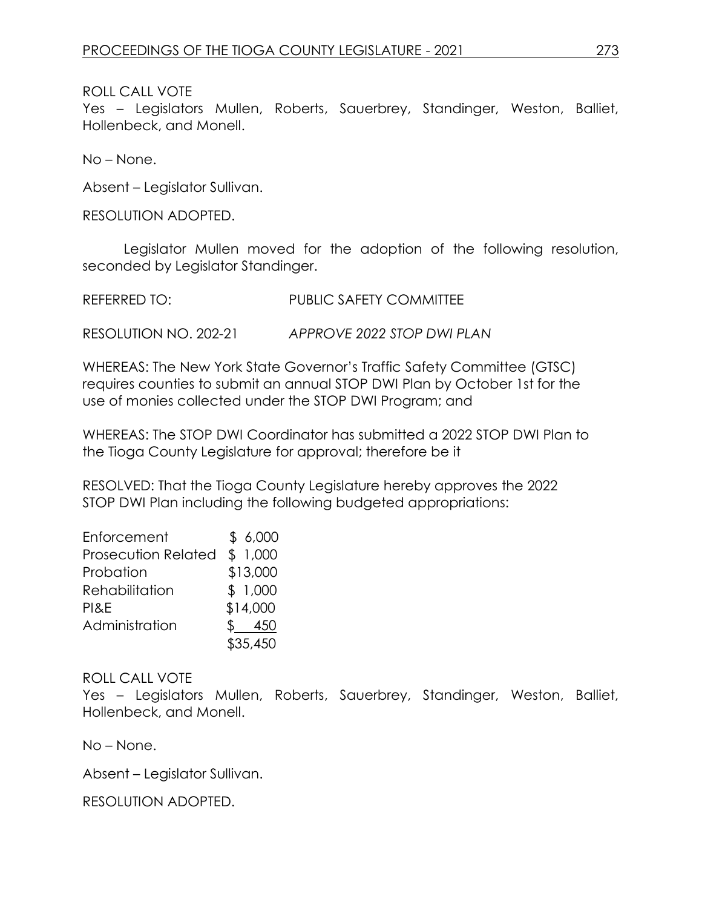ROLL CALL VOTE
Yes – Legislators Mullen, Roberts, Sauerbrey, Standinger, Weston, Balliet, Hollenbeck, and Monell.

No – None.

Absent – Legislator Sullivan.

RESOLUTION ADOPTED.

Legislator Mullen moved for the adoption of the following resolution, seconded by Legislator Standinger.

REFERRED TO: PUBLIC SAFETY COMMITTEE

RESOLUTION NO. 202-21 *APPROVE 2022 STOP DWI PLAN*

WHEREAS: The New York State Governor's Traffic Safety Committee (GTSC) requires counties to submit an annual STOP DWI Plan by October 1st for the use of monies collected under the STOP DWI Program; and

WHEREAS: The STOP DWI Coordinator has submitted a 2022 STOP DWI Plan to the Tioga County Legislature for approval; therefore be it

RESOLVED: That the Tioga County Legislature hereby approves the 2022 STOP DWI Plan including the following budgeted appropriations:

| | |
|---|---|
| Enforcement | $ 6,000 |
| Prosecution Related | $ 1,000 |
| Probation | $13,000 |
| Rehabilitation | $ 1,000 |
| PI&E | $14,000 |
| Administration | $ 450 |
| | $35,450 |

ROLL CALL VOTE
Yes – Legislators Mullen, Roberts, Sauerbrey, Standinger, Weston, Balliet, Hollenbeck, and Monell.

No – None.

Absent – Legislator Sullivan.

RESOLUTION ADOPTED.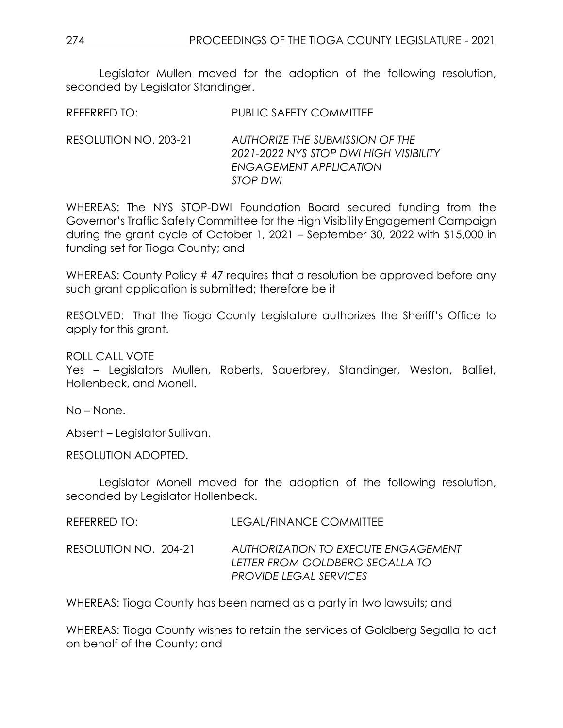Legislator Mullen moved for the adoption of the following resolution, seconded by Legislator Standinger.

REFERRED TO: PUBLIC SAFETY COMMITTEE

RESOLUTION NO. 203-21 *AUTHORIZE THE SUBMISSION OF THE 2021-2022 NYS STOP DWI HIGH VISIBILITY ENGAGEMENT APPLICATION STOP DWI*

WHEREAS: The NYS STOP-DWI Foundation Board secured funding from the Governor's Traffic Safety Committee for the High Visibility Engagement Campaign during the grant cycle of October 1, 2021 – September 30, 2022 with $15,000 in funding set for Tioga County; and

WHEREAS: County Policy # 47 requires that a resolution be approved before any such grant application is submitted; therefore be it

RESOLVED: That the Tioga County Legislature authorizes the Sheriff's Office to apply for this grant.

ROLL CALL VOTE
Yes – Legislators Mullen, Roberts, Sauerbrey, Standinger, Weston, Balliet, Hollenbeck, and Monell.

No – None.

Absent – Legislator Sullivan.

RESOLUTION ADOPTED.

Legislator Monell moved for the adoption of the following resolution, seconded by Legislator Hollenbeck.

REFERRED TO: LEGAL/FINANCE COMMITTEE

RESOLUTION NO. 204-21 *AUTHORIZATION TO EXECUTE ENGAGEMENT LETTER FROM GOLDBERG SEGALLA TO PROVIDE LEGAL SERVICES*

WHEREAS: Tioga County has been named as a party in two lawsuits; and

WHEREAS: Tioga County wishes to retain the services of Goldberg Segalla to act on behalf of the County; and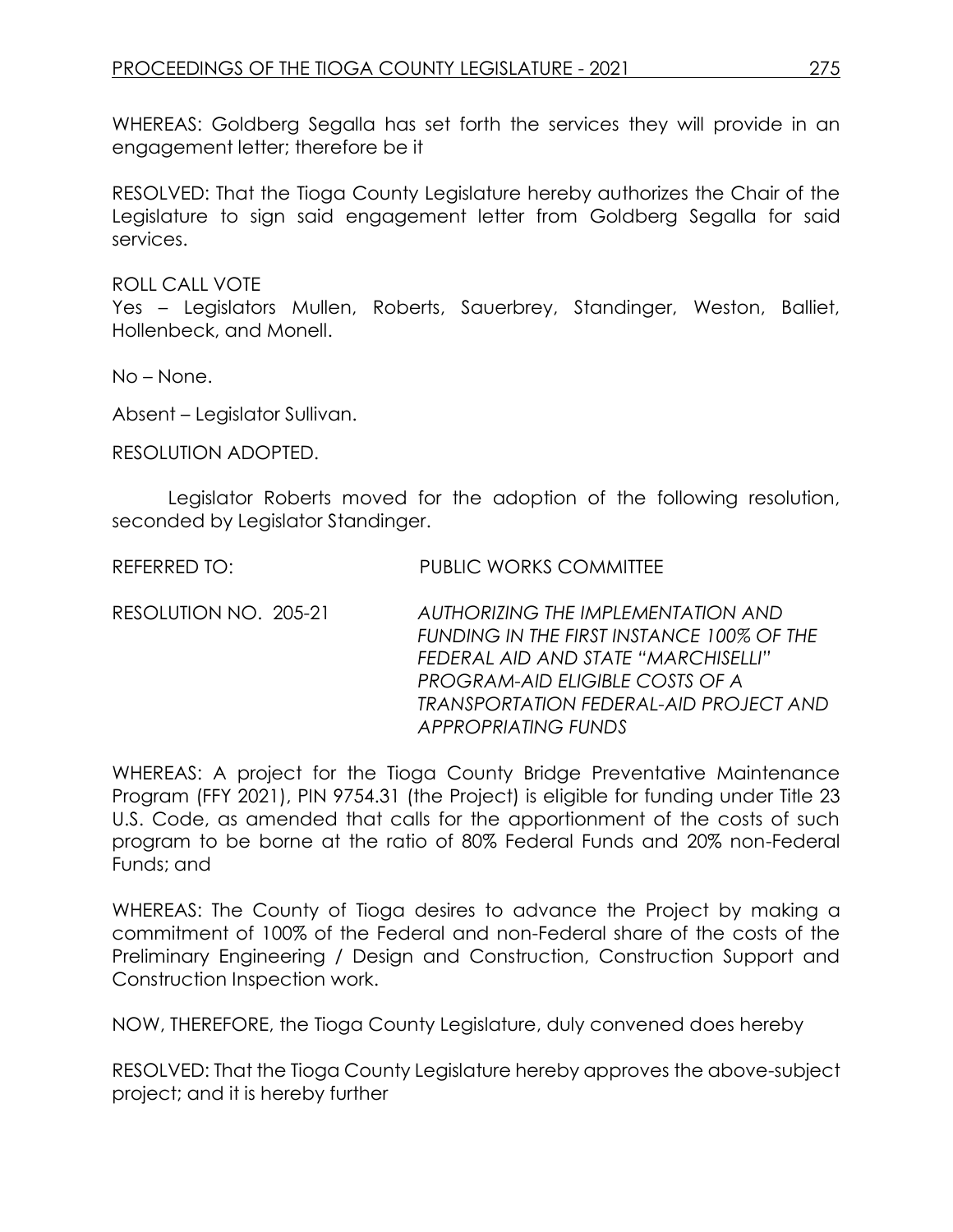WHEREAS: Goldberg Segalla has set forth the services they will provide in an engagement letter; therefore be it

RESOLVED: That the Tioga County Legislature hereby authorizes the Chair of the Legislature to sign said engagement letter from Goldberg Segalla for said services.

ROLL CALL VOTE
Yes – Legislators Mullen, Roberts, Sauerbrey, Standinger, Weston, Balliet, Hollenbeck, and Monell.

No – None.

Absent – Legislator Sullivan.

RESOLUTION ADOPTED.

Legislator Roberts moved for the adoption of the following resolution, seconded by Legislator Standinger.

REFERRED TO: PUBLIC WORKS COMMITTEE

RESOLUTION NO. 205-21 *AUTHORIZING THE IMPLEMENTATION AND FUNDING IN THE FIRST INSTANCE 100% OF THE FEDERAL AID AND STATE "MARCHISELLI" PROGRAM-AID ELIGIBLE COSTS OF A TRANSPORTATION FEDERAL-AID PROJECT AND APPROPRIATING FUNDS*

WHEREAS: A project for the Tioga County Bridge Preventative Maintenance Program (FFY 2021), PIN 9754.31 (the Project) is eligible for funding under Title 23 U.S. Code, as amended that calls for the apportionment of the costs of such program to be borne at the ratio of 80% Federal Funds and 20% non-Federal Funds; and

WHEREAS: The County of Tioga desires to advance the Project by making a commitment of 100% of the Federal and non-Federal share of the costs of the Preliminary Engineering / Design and Construction, Construction Support and Construction Inspection work.

NOW, THEREFORE, the Tioga County Legislature, duly convened does hereby

RESOLVED: That the Tioga County Legislature hereby approves the above-subject project; and it is hereby further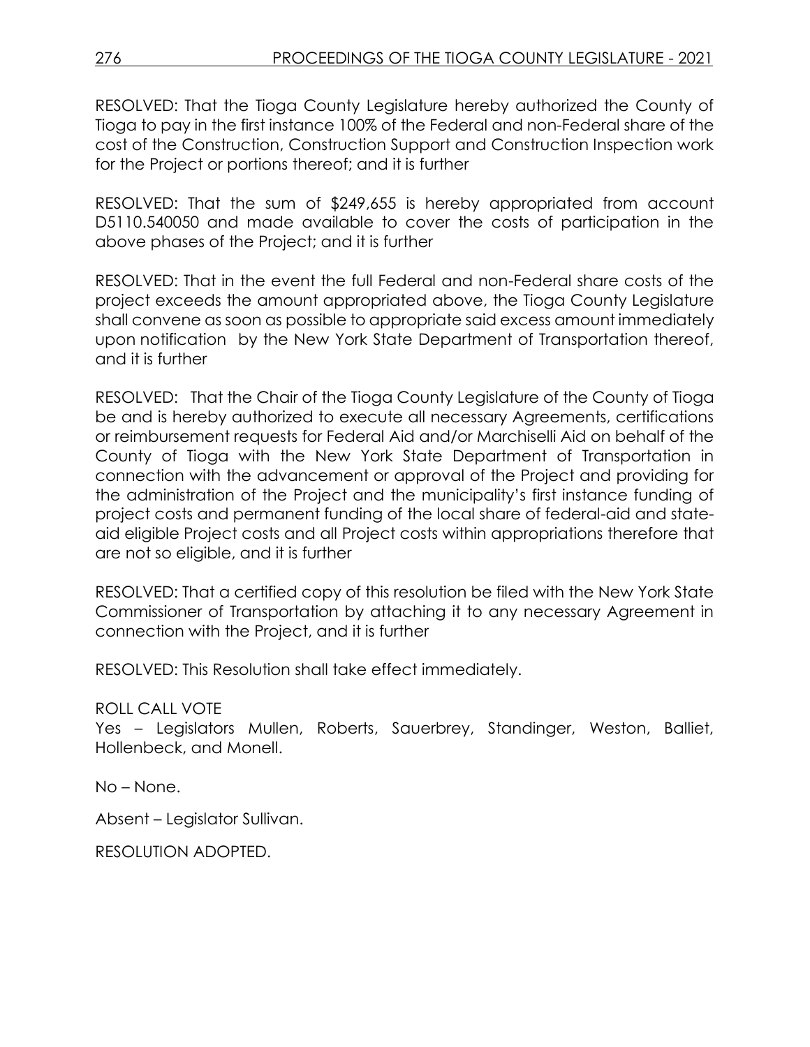RESOLVED: That the Tioga County Legislature hereby authorized the County of Tioga to pay in the first instance 100% of the Federal and non-Federal share of the cost of the Construction, Construction Support and Construction Inspection work for the Project or portions thereof; and it is further

RESOLVED: That the sum of $249,655 is hereby appropriated from account D5110.540050 and made available to cover the costs of participation in the above phases of the Project; and it is further

RESOLVED: That in the event the full Federal and non-Federal share costs of the project exceeds the amount appropriated above, the Tioga County Legislature shall convene as soon as possible to appropriate said excess amount immediately upon notification by the New York State Department of Transportation thereof, and it is further

RESOLVED: That the Chair of the Tioga County Legislature of the County of Tioga be and is hereby authorized to execute all necessary Agreements, certifications or reimbursement requests for Federal Aid and/or Marchiselli Aid on behalf of the County of Tioga with the New York State Department of Transportation in connection with the advancement or approval of the Project and providing for the administration of the Project and the municipality's first instance funding of project costs and permanent funding of the local share of federal-aid and state-aid eligible Project costs and all Project costs within appropriations therefore that are not so eligible, and it is further

RESOLVED: That a certified copy of this resolution be filed with the New York State Commissioner of Transportation by attaching it to any necessary Agreement in connection with the Project, and it is further

RESOLVED: This Resolution shall take effect immediately.

ROLL CALL VOTE
Yes – Legislators Mullen, Roberts, Sauerbrey, Standinger, Weston, Balliet, Hollenbeck, and Monell.

No – None.

Absent – Legislator Sullivan.

RESOLUTION ADOPTED.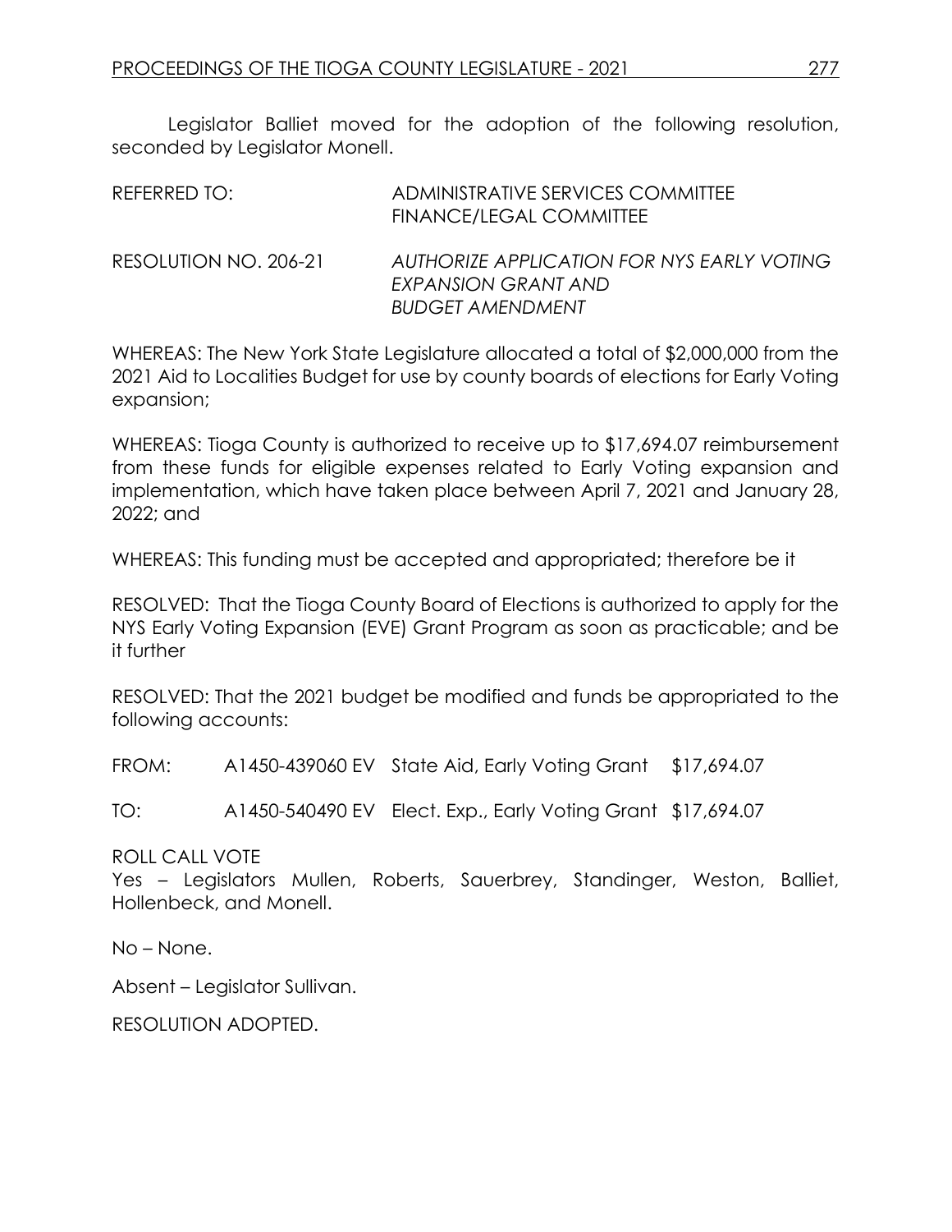Legislator Balliet moved for the adoption of the following resolution, seconded by Legislator Monell.

| | |
|---|---|
| REFERRED TO: | ADMINISTRATIVE SERVICES COMMITTEE<br>FINANCE/LEGAL COMMITTEE |
| RESOLUTION NO. 206-21 | *AUTHORIZE APPLICATION FOR NYS EARLY VOTING EXPANSION GRANT AND BUDGET AMENDMENT* |

WHEREAS: The New York State Legislature allocated a total of $2,000,000 from the 2021 Aid to Localities Budget for use by county boards of elections for Early Voting expansion;

WHEREAS: Tioga County is authorized to receive up to $17,694.07 reimbursement from these funds for eligible expenses related to Early Voting expansion and implementation, which have taken place between April 7, 2021 and January 28, 2022; and

WHEREAS: This funding must be accepted and appropriated; therefore be it

RESOLVED: That the Tioga County Board of Elections is authorized to apply for the NYS Early Voting Expansion (EVE) Grant Program as soon as practicable; and be it further

RESOLVED: That the 2021 budget be modified and funds be appropriated to the following accounts:

| | | | |
|---|---|---|---|
| FROM: | A1450-439060 EV | State Aid, Early Voting Grant | $17,694.07 |
| TO: | A1450-540490 EV | Elect. Exp., Early Voting Grant | $17,694.07 |

ROLL CALL VOTE
Yes – Legislators Mullen, Roberts, Sauerbrey, Standinger, Weston, Balliet, Hollenbeck, and Monell.

No – None.

Absent – Legislator Sullivan.

RESOLUTION ADOPTED.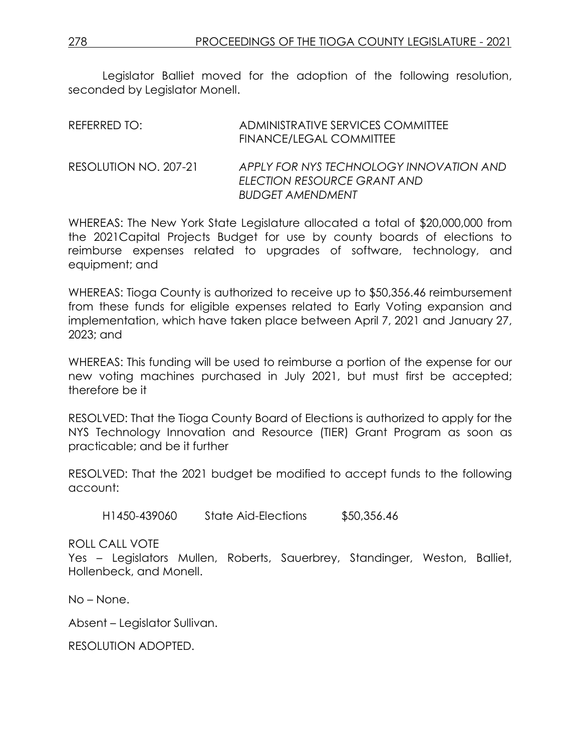Legislator Balliet moved for the adoption of the following resolution, seconded by Legislator Monell.

REFERRED TO: ADMINISTRATIVE SERVICES COMMITTEE
FINANCE/LEGAL COMMITTEE

RESOLUTION NO. 207-21 *APPLY FOR NYS TECHNOLOGY INNOVATION AND ELECTION RESOURCE GRANT AND BUDGET AMENDMENT*

WHEREAS: The New York State Legislature allocated a total of $20,000,000 from the 2021Capital Projects Budget for use by county boards of elections to reimburse expenses related to upgrades of software, technology, and equipment; and

WHEREAS: Tioga County is authorized to receive up to $50,356.46 reimbursement from these funds for eligible expenses related to Early Voting expansion and implementation, which have taken place between April 7, 2021 and January 27, 2023; and

WHEREAS: This funding will be used to reimburse a portion of the expense for our new voting machines purchased in July 2021, but must first be accepted; therefore be it

RESOLVED: That the Tioga County Board of Elections is authorized to apply for the NYS Technology Innovation and Resource (TIER) Grant Program as soon as practicable; and be it further

RESOLVED: That the 2021 budget be modified to accept funds to the following account:

H1450-439060 State Aid-Elections $50,356.46

ROLL CALL VOTE
Yes – Legislators Mullen, Roberts, Sauerbrey, Standinger, Weston, Balliet, Hollenbeck, and Monell.

No – None.

Absent – Legislator Sullivan.

RESOLUTION ADOPTED.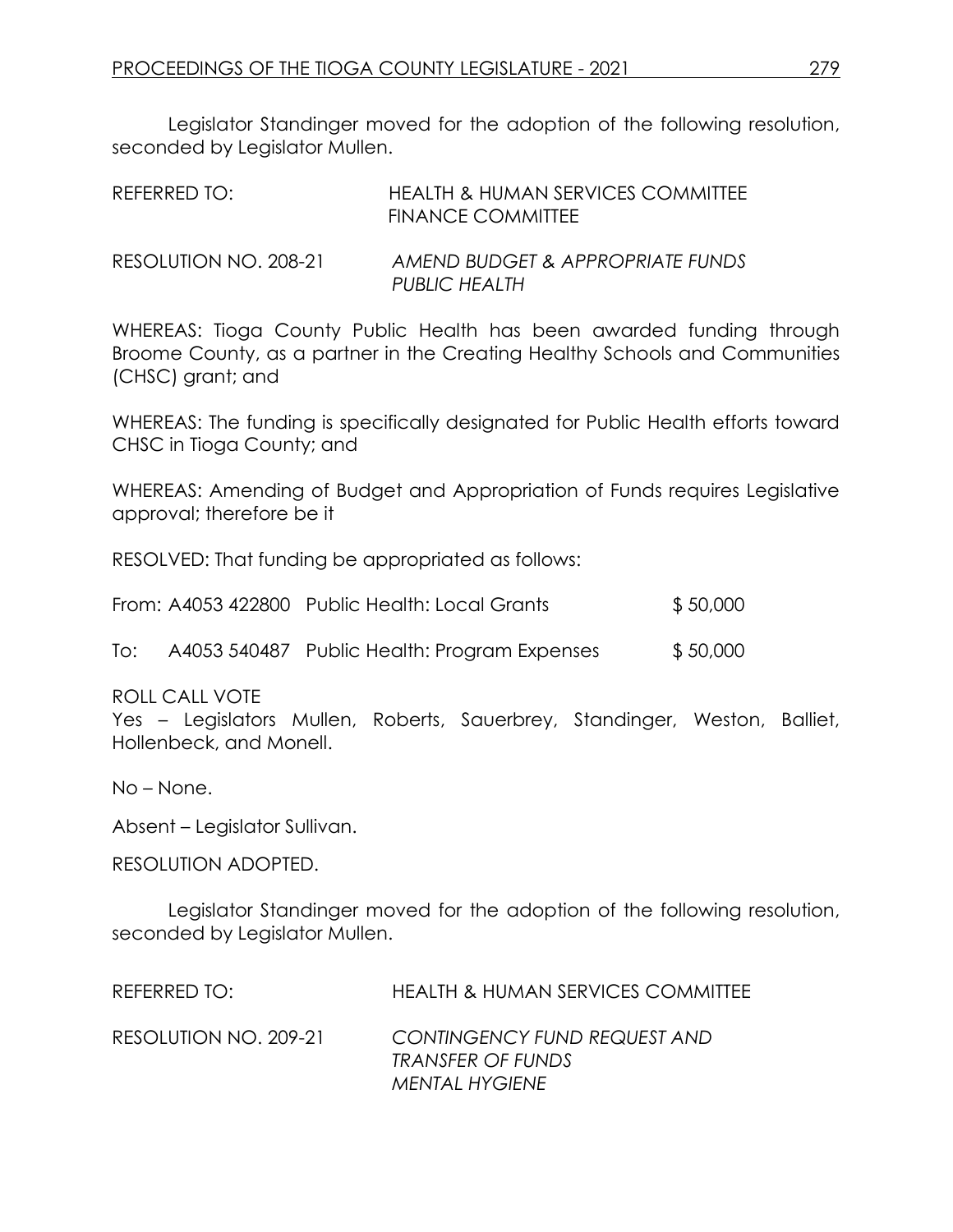Legislator Standinger moved for the adoption of the following resolution, seconded by Legislator Mullen.

REFERRED TO: HEALTH & HUMAN SERVICES COMMITTEE
FINANCE COMMITTEE

RESOLUTION NO. 208-21 *AMEND BUDGET & APPROPRIATE FUNDS PUBLIC HEALTH*

WHEREAS: Tioga County Public Health has been awarded funding through Broome County, as a partner in the Creating Healthy Schools and Communities (CHSC) grant; and

WHEREAS: The funding is specifically designated for Public Health efforts toward CHSC in Tioga County; and

WHEREAS: Amending of Budget and Appropriation of Funds requires Legislative approval; therefore be it

RESOLVED: That funding be appropriated as follows:

| | | | |
|---|---|---|---|
| From: | A4053 422800 | Public Health: Local Grants | $ 50,000 |
| To: | A4053 540487 | Public Health: Program Expenses | $ 50,000 |

ROLL CALL VOTE
Yes – Legislators Mullen, Roberts, Sauerbrey, Standinger, Weston, Balliet, Hollenbeck, and Monell.

No – None.

Absent – Legislator Sullivan.

RESOLUTION ADOPTED.

Legislator Standinger moved for the adoption of the following resolution, seconded by Legislator Mullen.

REFERRED TO: HEALTH & HUMAN SERVICES COMMITTEE

RESOLUTION NO. 209-21 *CONTINGENCY FUND REQUEST AND TRANSFER OF FUNDS MENTAL HYGIENE*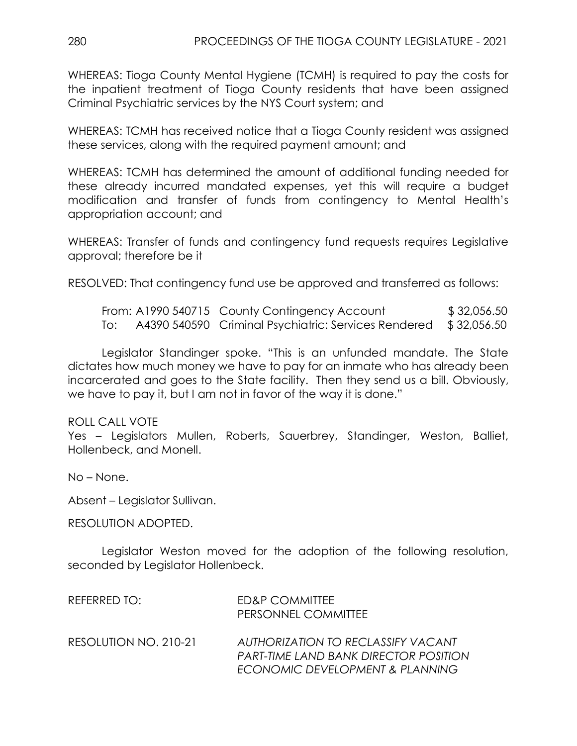WHEREAS: Tioga County Mental Hygiene (TCMH) is required to pay the costs for the inpatient treatment of Tioga County residents that have been assigned Criminal Psychiatric services by the NYS Court system; and

WHEREAS: TCMH has received notice that a Tioga County resident was assigned these services, along with the required payment amount; and

WHEREAS: TCMH has determined the amount of additional funding needed for these already incurred mandated expenses, yet this will require a budget modification and transfer of funds from contingency to Mental Health's appropriation account; and

WHEREAS: Transfer of funds and contingency fund requests requires Legislative approval; therefore be it

RESOLVED: That contingency fund use be approved and transferred as follows:

| | | | |
|---|---|---|---|
| From: | A1990 540715 | County Contingency Account | $ 32,056.50 |
| To: | A4390 540590 | Criminal Psychiatric: Services Rendered | $ 32,056.50 |

Legislator Standinger spoke. "This is an unfunded mandate. The State dictates how much money we have to pay for an inmate who has already been incarcerated and goes to the State facility. Then they send us a bill. Obviously, we have to pay it, but I am not in favor of the way it is done."

ROLL CALL VOTE
Yes – Legislators Mullen, Roberts, Sauerbrey, Standinger, Weston, Balliet, Hollenbeck, and Monell.

No – None.

Absent – Legislator Sullivan.

RESOLUTION ADOPTED.

Legislator Weston moved for the adoption of the following resolution, seconded by Legislator Hollenbeck.

REFERRED TO: ED&P COMMITTEE
PERSONNEL COMMITTEE

RESOLUTION NO. 210-21 *AUTHORIZATION TO RECLASSIFY VACANT PART-TIME LAND BANK DIRECTOR POSITION ECONOMIC DEVELOPMENT & PLANNING*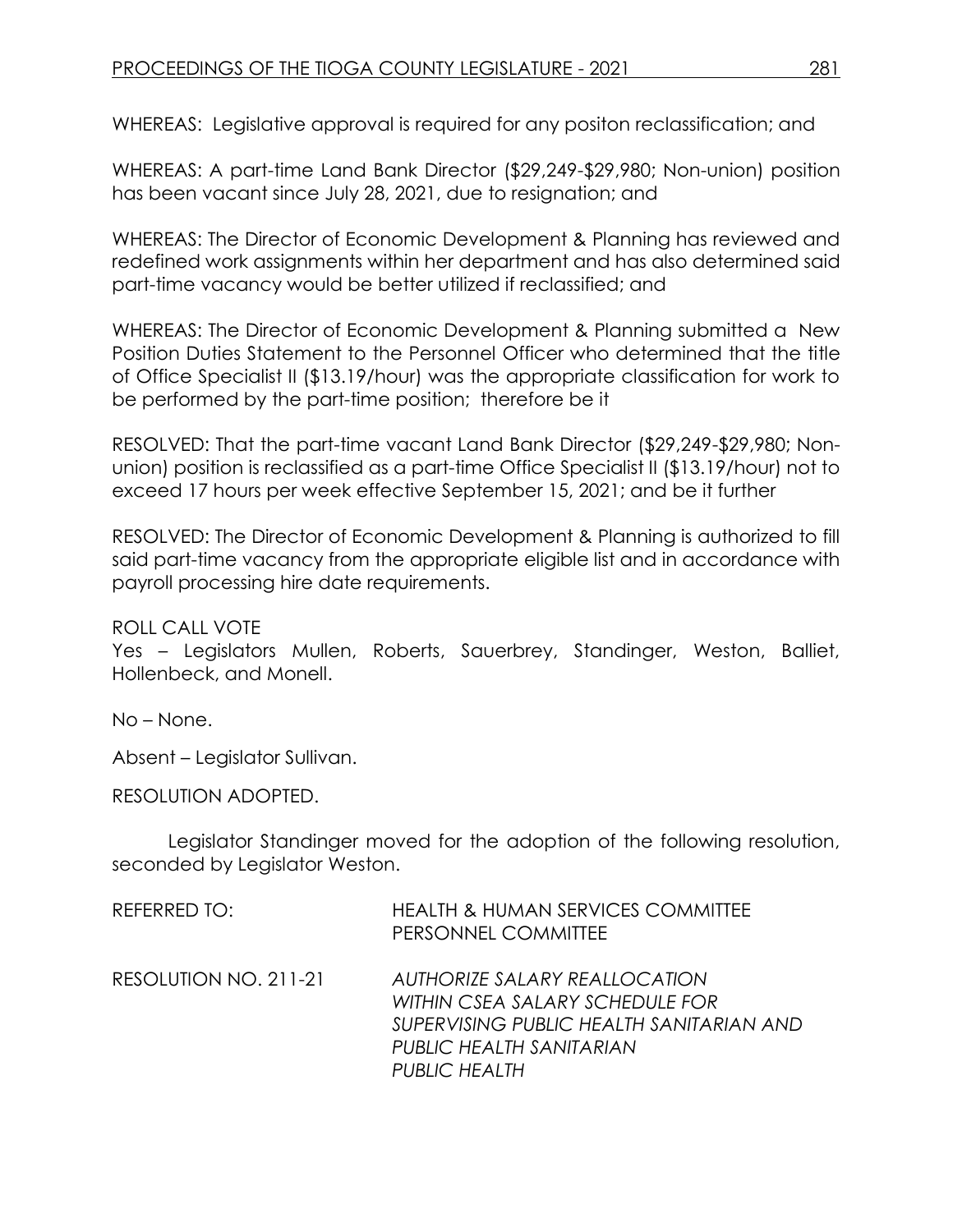WHEREAS: Legislative approval is required for any positon reclassification; and

WHEREAS: A part-time Land Bank Director ($29,249-$29,980; Non-union) position has been vacant since July 28, 2021, due to resignation; and

WHEREAS: The Director of Economic Development & Planning has reviewed and redefined work assignments within her department and has also determined said part-time vacancy would be better utilized if reclassified; and

WHEREAS: The Director of Economic Development & Planning submitted a New Position Duties Statement to the Personnel Officer who determined that the title of Office Specialist II ($13.19/hour) was the appropriate classification for work to be performed by the part-time position; therefore be it

RESOLVED: That the part-time vacant Land Bank Director ($29,249-$29,980; Non-union) position is reclassified as a part-time Office Specialist II ($13.19/hour) not to exceed 17 hours per week effective September 15, 2021; and be it further

RESOLVED: The Director of Economic Development & Planning is authorized to fill said part-time vacancy from the appropriate eligible list and in accordance with payroll processing hire date requirements.

ROLL CALL VOTE
Yes – Legislators Mullen, Roberts, Sauerbrey, Standinger, Weston, Balliet, Hollenbeck, and Monell.

No – None.

Absent – Legislator Sullivan.

RESOLUTION ADOPTED.

Legislator Standinger moved for the adoption of the following resolution, seconded by Legislator Weston.

REFERRED TO: HEALTH & HUMAN SERVICES COMMITTEE
PERSONNEL COMMITTEE

RESOLUTION NO. 211-21 *AUTHORIZE SALARY REALLOCATION WITHIN CSEA SALARY SCHEDULE FOR SUPERVISING PUBLIC HEALTH SANITARIAN AND PUBLIC HEALTH SANITARIAN*
*PUBLIC HEALTH*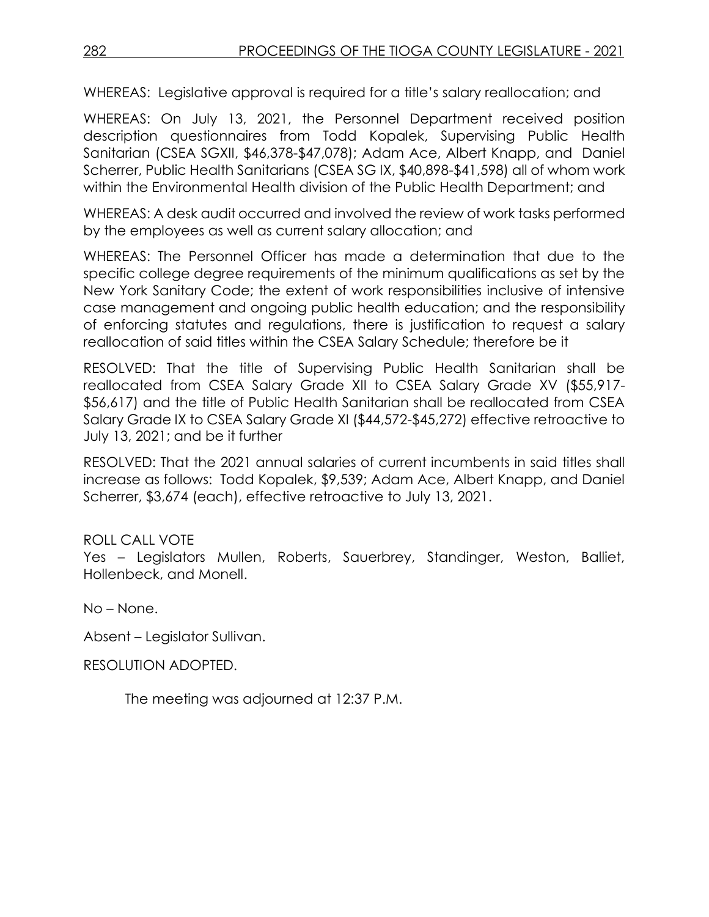WHEREAS: Legislative approval is required for a title's salary reallocation; and

WHEREAS: On July 13, 2021, the Personnel Department received position description questionnaires from Todd Kopalek, Supervising Public Health Sanitarian (CSEA SGXII, $46,378-$47,078); Adam Ace, Albert Knapp, and Daniel Scherrer, Public Health Sanitarians (CSEA SG IX, $40,898-$41,598) all of whom work within the Environmental Health division of the Public Health Department; and

WHEREAS: A desk audit occurred and involved the review of work tasks performed by the employees as well as current salary allocation; and

WHEREAS: The Personnel Officer has made a determination that due to the specific college degree requirements of the minimum qualifications as set by the New York Sanitary Code; the extent of work responsibilities inclusive of intensive case management and ongoing public health education; and the responsibility of enforcing statutes and regulations, there is justification to request a salary reallocation of said titles within the CSEA Salary Schedule; therefore be it

RESOLVED: That the title of Supervising Public Health Sanitarian shall be reallocated from CSEA Salary Grade XII to CSEA Salary Grade XV ($55,917-$56,617) and the title of Public Health Sanitarian shall be reallocated from CSEA Salary Grade IX to CSEA Salary Grade XI ($44,572-$45,272) effective retroactive to July 13, 2021; and be it further

RESOLVED: That the 2021 annual salaries of current incumbents in said titles shall increase as follows: Todd Kopalek, $9,539; Adam Ace, Albert Knapp, and Daniel Scherrer, $3,674 (each), effective retroactive to July 13, 2021.

ROLL CALL VOTE
Yes – Legislators Mullen, Roberts, Sauerbrey, Standinger, Weston, Balliet, Hollenbeck, and Monell.

No – None.

Absent – Legislator Sullivan.

RESOLUTION ADOPTED.

The meeting was adjourned at 12:37 P.M.